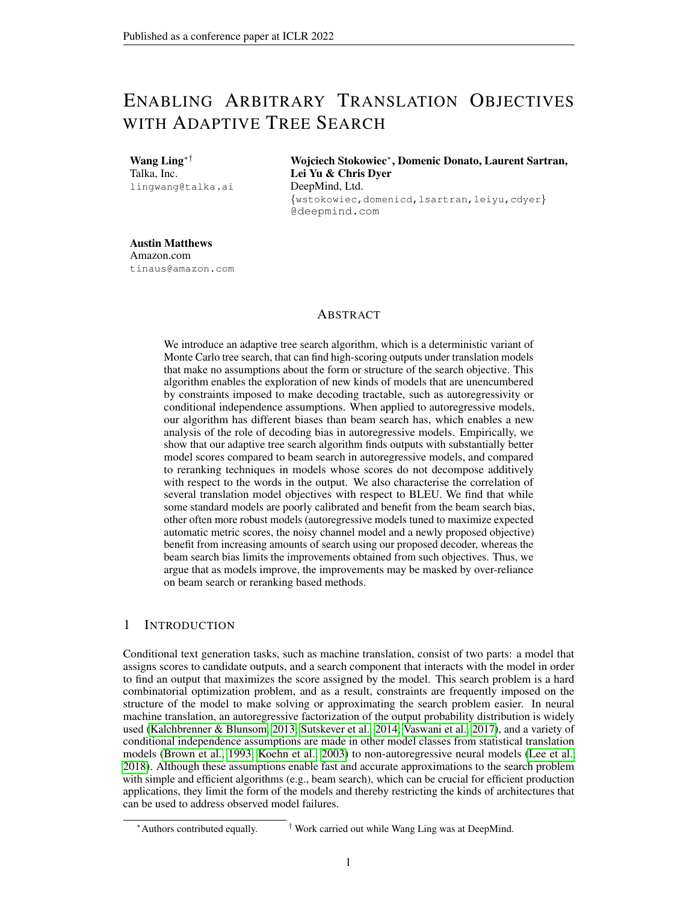# ENABLING ARBITRARY TRANSLATION OBJECTIVES WITH ADAPTIVE TREE SEARCH

**Wang Ling**[*†]
Talka, Inc.
lingwang@talka.ai

**Wojciech Stokowiec**[*], **Domenic Donato, Laurent Sartran, Lei Yu & Chris Dyer**
DeepMind, Ltd.
{wstokowiec,domenicd,lsartran,leiyu,cdyer}@deepmind.com

**Austin Matthews**
Amazon.com
tinaus@amazon.com

## ABSTRACT

We introduce an adaptive tree search algorithm, which is a deterministic variant of Monte Carlo tree search, that can find high-scoring outputs under translation models that make no assumptions about the form or structure of the search objective. This algorithm enables the exploration of new kinds of models that are unencumbered by constraints imposed to make decoding tractable, such as autoregressivity or conditional independence assumptions. When applied to autoregressive models, our algorithm has different biases than beam search has, which enables a new analysis of the role of decoding bias in autoregressive models. Empirically, we show that our adaptive tree search algorithm finds outputs with substantially better model scores compared to beam search in autoregressive models, and compared to reranking techniques in models whose scores do not decompose additively with respect to the words in the output. We also characterise the correlation of several translation model objectives with respect to BLEU. We find that while some standard models are poorly calibrated and benefit from the beam search bias, other often more robust models (autoregressive models tuned to maximize expected automatic metric scores, the noisy channel model and a newly proposed objective) benefit from increasing amounts of search using our proposed decoder, whereas the beam search bias limits the improvements obtained from such objectives. Thus, we argue that as models improve, the improvements may be masked by over-reliance on beam search or reranking based methods.

## 1 INTRODUCTION

Conditional text generation tasks, such as machine translation, consist of two parts: a model that assigns scores to candidate outputs, and a search component that interacts with the model in order to find an output that maximizes the score assigned by the model. This search problem is a hard combinatorial optimization problem, and as a result, constraints are frequently imposed on the structure of the model to make solving or approximating the search problem easier. In neural machine translation, an autoregressive factorization of the output probability distribution is widely used (Kalchbrenner & Blunsom, 2013; Sutskever et al., 2014; Vaswani et al., 2017), and a variety of conditional independence assumptions are made in other model classes from statistical translation models (Brown et al., 1993; Koehn et al., 2003) to non-autoregressive neural models (Lee et al., 2018). Although these assumptions enable fast and accurate approximations to the search problem with simple and efficient algorithms (e.g., beam search), which can be crucial for efficient production applications, they limit the form of the models and thereby restricting the kinds of architectures that can be used to address observed model failures.

[*]Authors contributed equally. [†] Work carried out while Wang Ling was at DeepMind.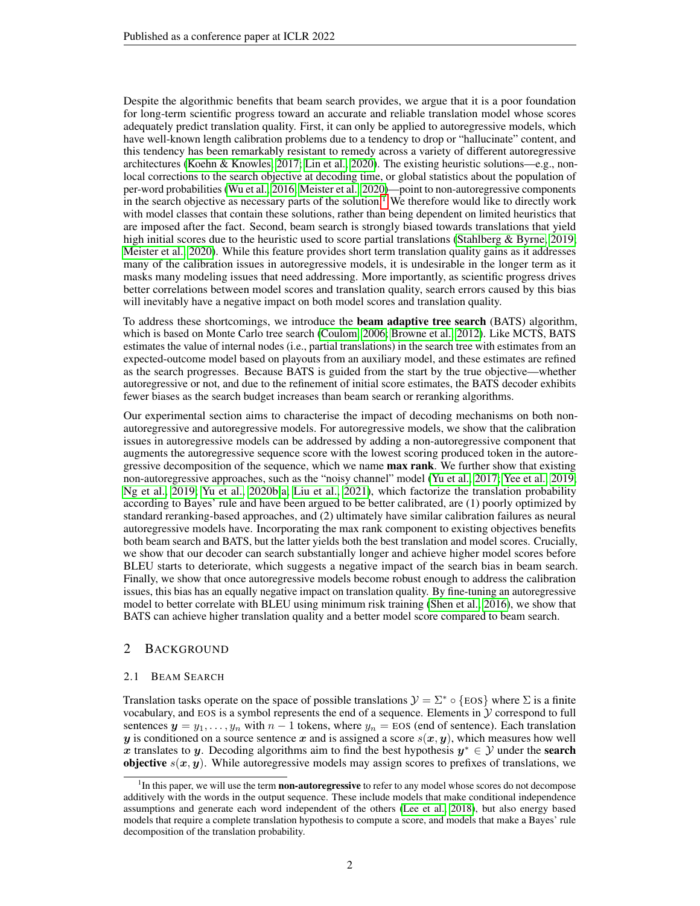Despite the algorithmic benefits that beam search provides, we argue that it is a poor foundation for long-term scientific progress toward an accurate and reliable translation model whose scores adequately predict translation quality. First, it can only be applied to autoregressive models, which have well-known length calibration problems due to a tendency to drop or "hallucinate" content, and this tendency has been remarkably resistant to remedy across a variety of different autoregressive architectures (Koehn & Knowles, 2017; Lin et al., 2020). The existing heuristic solutions—e.g., non-local corrections to the search objective at decoding time, or global statistics about the population of per-word probabilities (Wu et al., 2016; Meister et al., 2020)—point to non-autoregressive components in the search objective as necessary parts of the solution.[1] We therefore would like to directly work with model classes that contain these solutions, rather than being dependent on limited heuristics that are imposed after the fact. Second, beam search is strongly biased towards translations that yield high initial scores due to the heuristic used to score partial translations (Stahlberg & Byrne, 2019; Meister et al., 2020). While this feature provides short term translation quality gains as it addresses many of the calibration issues in autoregressive models, it is undesirable in the longer term as it masks many modeling issues that need addressing. More importantly, as scientific progress drives better correlations between model scores and translation quality, search errors caused by this bias will inevitably have a negative impact on both model scores and translation quality.

To address these shortcomings, we introduce the **beam adaptive tree search** (BATS) algorithm, which is based on Monte Carlo tree search (Coulom, 2006; Browne et al., 2012). Like MCTS, BATS estimates the value of internal nodes (i.e., partial translations) in the search tree with estimates from an expected-outcome model based on playouts from an auxiliary model, and these estimates are refined as the search progresses. Because BATS is guided from the start by the true objective—whether autoregressive or not, and due to the refinement of initial score estimates, the BATS decoder exhibits fewer biases as the search budget increases than beam search or reranking algorithms.

Our experimental section aims to characterise the impact of decoding mechanisms on both non-autoregressive and autoregressive models. For autoregressive models, we show that the calibration issues in autoregressive models can be addressed by adding a non-autoregressive component that augments the autoregressive sequence score with the lowest scoring produced token in the autoregressive decomposition of the sequence, which we name **max rank**. We further show that existing non-autoregressive approaches, such as the "noisy channel" model (Yu et al., 2017; Yee et al., 2019; Ng et al., 2019; Yu et al., 2020b;a; Liu et al., 2021), which factorize the translation probability according to Bayes' rule and have been argued to be better calibrated, are (1) poorly optimized by standard reranking-based approaches, and (2) ultimately have similar calibration failures as neural autoregressive models have. Incorporating the max rank component to existing objectives benefits both beam search and BATS, but the latter yields both the best translation and model scores. Crucially, we show that our decoder can search substantially longer and achieve higher model scores before BLEU starts to deteriorate, which suggests a negative impact of the search bias in beam search. Finally, we show that once autoregressive models become robust enough to address the calibration issues, this bias has an equally negative impact on translation quality. By fine-tuning an autoregressive model to better correlate with BLEU using minimum risk training (Shen et al., 2016), we show that BATS can achieve higher translation quality and a better model score compared to beam search.

## 2 Background

### 2.1 Beam Search

Translation tasks operate on the space of possible translations $\mathcal{Y} = \Sigma^* \circ \{\text{EOS}\}$ where $\Sigma$ is a finite vocabulary, and EOS is a symbol represents the end of a sequence. Elements in $\mathcal{Y}$ correspond to full sentences $\boldsymbol{y} = y_1, \ldots, y_n$ with $n-1$ tokens, where $y_n = \text{EOS}$ (end of sentence). Each translation $\boldsymbol{y}$ is conditioned on a source sentence $\boldsymbol{x}$ and is assigned a score $s(\boldsymbol{x}, \boldsymbol{y})$, which measures how well $\boldsymbol{x}$ translates to $\boldsymbol{y}$. Decoding algorithms aim to find the best hypothesis $\boldsymbol{y}^* \in \mathcal{Y}$ under the **search objective** $s(\boldsymbol{x}, \boldsymbol{y})$. While autoregressive models may assign scores to prefixes of translations, we

[1] In this paper, we will use the term **non-autoregressive** to refer to any model whose scores do not decompose additively with the words in the output sequence. These include models that make conditional independence assumptions and generate each word independent of the others (Lee et al., 2018), but also energy based models that require a complete translation hypothesis to compute a score, and models that make a Bayes' rule decomposition of the translation probability.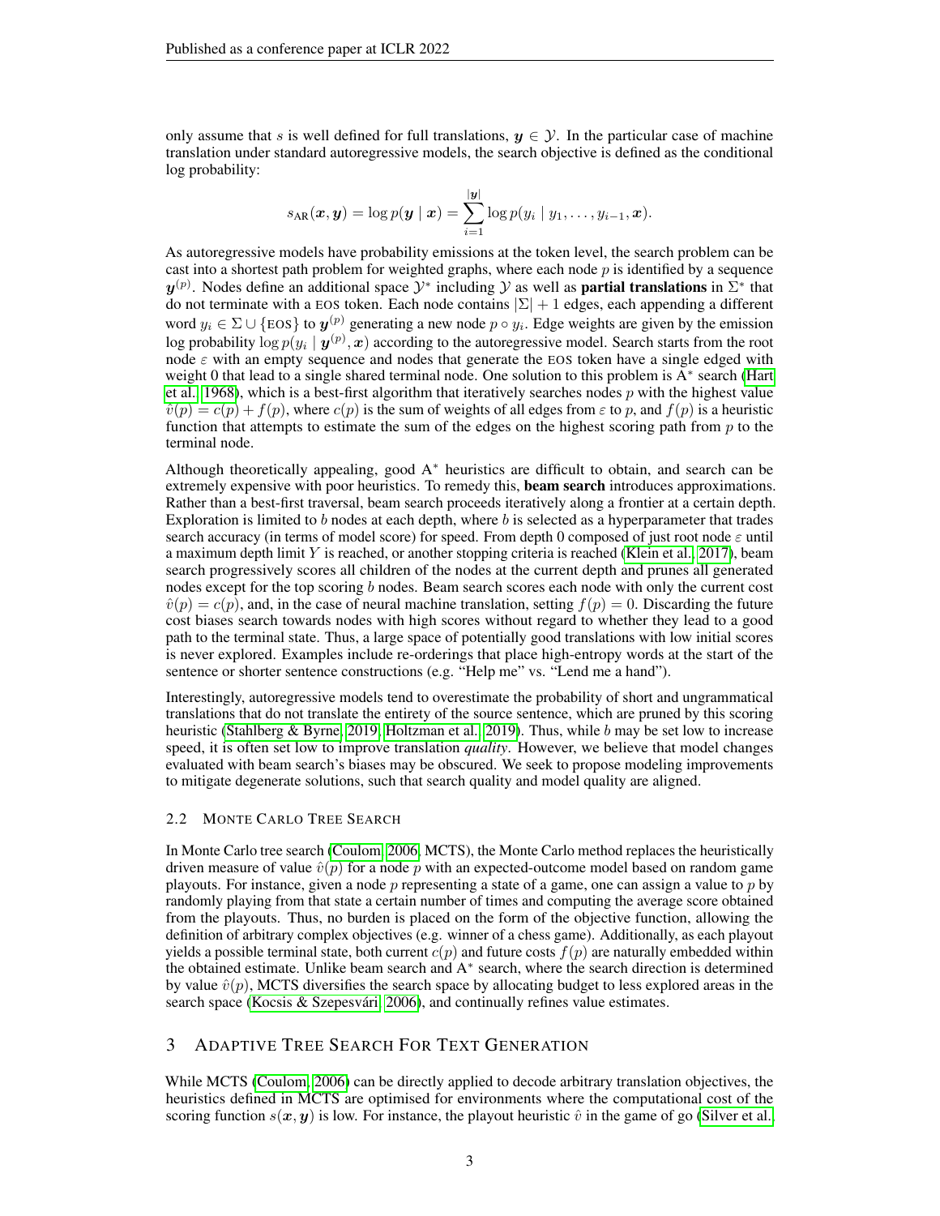only assume that $s$ is well defined for full translations, $\boldsymbol{y} \in \mathcal{Y}$. In the particular case of machine translation under standard autoregressive models, the search objective is defined as the conditional log probability:

$$s_{\text{AR}}(\boldsymbol{x}, \boldsymbol{y}) = \log p(\boldsymbol{y} \mid \boldsymbol{x}) = \sum_{i=1}^{|\boldsymbol{y}|} \log p(y_i \mid y_1, \ldots, y_{i-1}, \boldsymbol{x}).$$

As autoregressive models have probability emissions at the token level, the search problem can be cast into a shortest path problem for weighted graphs, where each node $p$ is identified by a sequence $\boldsymbol{y}^{(p)}$. Nodes define an additional space $\mathcal{Y}^*$ including $\mathcal{Y}$ as well as **partial translations** in $\Sigma^*$ that do not terminate with a EOS token. Each node contains $|\Sigma| + 1$ edges, each appending a different word $y_i \in \Sigma \cup \{\text{EOS}\}$ to $\boldsymbol{y}^{(p)}$ generating a new node $p \circ y_i$. Edge weights are given by the emission log probability $\log p(y_i \mid \boldsymbol{y}^{(p)}, \boldsymbol{x})$ according to the autoregressive model. Search starts from the root node $\varepsilon$ with an empty sequence and nodes that generate the EOS token have a single edged with weight 0 that lead to a single shared terminal node. One solution to this problem is A$^*$ search (Hart et al., 1968), which is a best-first algorithm that iteratively searches nodes $p$ with the highest value $\hat{v}(p) = c(p) + f(p)$, where $c(p)$ is the sum of weights of all edges from $\varepsilon$ to $p$, and $f(p)$ is a heuristic function that attempts to estimate the sum of the edges on the highest scoring path from $p$ to the terminal node.

Although theoretically appealing, good A$^*$ heuristics are difficult to obtain, and search can be extremely expensive with poor heuristics. To remedy this, **beam search** introduces approximations. Rather than a best-first traversal, beam search proceeds iteratively along a frontier at a certain depth. Exploration is limited to $b$ nodes at each depth, where $b$ is selected as a hyperparameter that trades search accuracy (in terms of model score) for speed. From depth 0 composed of just root node $\varepsilon$ until a maximum depth limit $Y$ is reached, or another stopping criteria is reached (Klein et al., 2017), beam search progressively scores all children of the nodes at the current depth and prunes all generated nodes except for the top scoring $b$ nodes. Beam search scores each node with only the current cost $\hat{v}(p) = c(p)$, and, in the case of neural machine translation, setting $f(p) = 0$. Discarding the future cost biases search towards nodes with high scores without regard to whether they lead to a good path to the terminal state. Thus, a large space of potentially good translations with low initial scores is never explored. Examples include re-orderings that place high-entropy words at the start of the sentence or shorter sentence constructions (e.g. "Help me" vs. "Lend me a hand").

Interestingly, autoregressive models tend to overestimate the probability of short and ungrammatical translations that do not translate the entirety of the source sentence, which are pruned by this scoring heuristic (Stahlberg & Byrne, 2019; Holtzman et al., 2019). Thus, while $b$ may be set low to increase speed, it is often set low to improve translation *quality*. However, we believe that model changes evaluated with beam search's biases may be obscured. We seek to propose modeling improvements to mitigate degenerate solutions, such that search quality and model quality are aligned.

### 2.2 Monte Carlo Tree Search

In Monte Carlo tree search (Coulom, 2006, MCTS), the Monte Carlo method replaces the heuristically driven measure of value $\hat{v}(p)$ for a node $p$ with an expected-outcome model based on random game playouts. For instance, given a node $p$ representing a state of a game, one can assign a value to $p$ by randomly playing from that state a certain number of times and computing the average score obtained from the playouts. Thus, no burden is placed on the form of the objective function, allowing the definition of arbitrary complex objectives (e.g. winner of a chess game). Additionally, as each playout yields a possible terminal state, both current $c(p)$ and future costs $f(p)$ are naturally embedded within the obtained estimate. Unlike beam search and A$^*$ search, where the search direction is determined by value $\hat{v}(p)$, MCTS diversifies the search space by allocating budget to less explored areas in the search space (Kocsis & Szepesvári, 2006), and continually refines value estimates.

## 3 Adaptive Tree Search For Text Generation

While MCTS (Coulom, 2006) can be directly applied to decode arbitrary translation objectives, the heuristics defined in MCTS are optimised for environments where the computational cost of the scoring function $s(\boldsymbol{x}, \boldsymbol{y})$ is low. For instance, the playout heuristic $\hat{v}$ in the game of go (Silver et al.,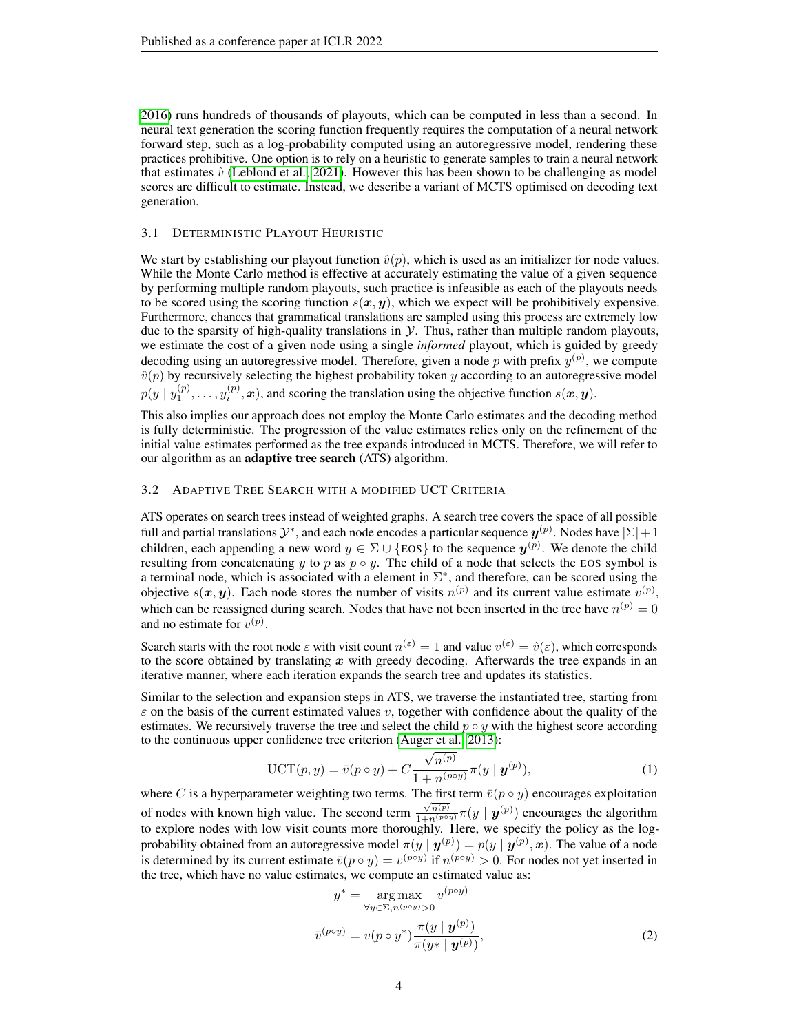2016) runs hundreds of thousands of playouts, which can be computed in less than a second. In neural text generation the scoring function frequently requires the computation of a neural network forward step, such as a log-probability computed using an autoregressive model, rendering these practices prohibitive. One option is to rely on a heuristic to generate samples to train a neural network that estimates $\hat{v}$ (Leblond et al., 2021). However this has been shown to be challenging as model scores are difficult to estimate. Instead, we describe a variant of MCTS optimised on decoding text generation.

### 3.1 Deterministic Playout Heuristic

We start by establishing our playout function $\hat{v}(p)$, which is used as an initializer for node values. While the Monte Carlo method is effective at accurately estimating the value of a given sequence by performing multiple random playouts, such practice is infeasible as each of the playouts needs to be scored using the scoring function $s(\boldsymbol{x}, \boldsymbol{y})$, which we expect will be prohibitively expensive. Furthermore, chances that grammatical translations are sampled using this process are extremely low due to the sparsity of high-quality translations in $\mathcal{Y}$. Thus, rather than multiple random playouts, we estimate the cost of a given node using a single *informed* playout, which is guided by greedy decoding using an autoregressive model. Therefore, given a node $p$ with prefix $y^{(p)}$, we compute $\hat{v}(p)$ by recursively selecting the highest probability token $y$ according to an autoregressive model $p(y \mid y_1^{(p)}, \ldots, y_i^{(p)}, \boldsymbol{x})$, and scoring the translation using the objective function $s(\boldsymbol{x}, \boldsymbol{y})$.

This also implies our approach does not employ the Monte Carlo estimates and the decoding method is fully deterministic. The progression of the value estimates relies only on the refinement of the initial value estimates performed as the tree expands introduced in MCTS. Therefore, we will refer to our algorithm as an **adaptive tree search** (ATS) algorithm.

### 3.2 Adaptive Tree Search with a modified UCT Criteria

ATS operates on search trees instead of weighted graphs. A search tree covers the space of all possible full and partial translations $\mathcal{Y}^*$, and each node encodes a particular sequence $\boldsymbol{y}^{(p)}$. Nodes have $|\Sigma| + 1$ children, each appending a new word $y \in \Sigma \cup \{\text{EOS}\}$ to the sequence $\boldsymbol{y}^{(p)}$. We denote the child resulting from concatenating $y$ to $p$ as $p \circ y$. The child of a node that selects the EOS symbol is a terminal node, which is associated with a element in $\Sigma^*$, and therefore, can be scored using the objective $s(\boldsymbol{x}, \boldsymbol{y})$. Each node stores the number of visits $n^{(p)}$ and its current value estimate $v^{(p)}$, which can be reassigned during search. Nodes that have not been inserted in the tree have $n^{(p)} = 0$ and no estimate for $v^{(p)}$.

Search starts with the root node $\varepsilon$ with visit count $n^{(\varepsilon)} = 1$ and value $v^{(\varepsilon)} = \hat{v}(\varepsilon)$, which corresponds to the score obtained by translating $\boldsymbol{x}$ with greedy decoding. Afterwards the tree expands in an iterative manner, where each iteration expands the search tree and updates its statistics.

Similar to the selection and expansion steps in ATS, we traverse the instantiated tree, starting from $\varepsilon$ on the basis of the current estimated values $v$, together with confidence about the quality of the estimates. We recursively traverse the tree and select the child $p \circ y$ with the highest score according to the continuous upper confidence tree criterion (Auger et al., 2013):

$$\text{UCT}(p, y) = \bar{v}(p \circ y) + C\frac{\sqrt{n^{(p)}}}{1 + n^{(p \circ y)}}\pi(y \mid \boldsymbol{y}^{(p)}), \tag{1}$$

where $C$ is a hyperparameter weighting two terms. The first term $\bar{v}(p \circ y)$ encourages exploitation of nodes with known high value. The second term $\frac{\sqrt{n^{(p)}}}{1+n^{(p \circ y)}}\pi(y \mid \boldsymbol{y}^{(p)})$ encourages the algorithm to explore nodes with low visit counts more thoroughly. Here, we specify the policy as the log-probability obtained from an autoregressive model $\pi(y \mid \boldsymbol{y}^{(p)}) = p(y \mid \boldsymbol{y}^{(p)}, \boldsymbol{x})$. The value of a node is determined by its current estimate $\bar{v}(p \circ y) = v^{(p \circ y)}$ if $n^{(p \circ y)} > 0$. For nodes not yet inserted in the tree, which have no value estimates, we compute an estimated value as:

$$y^* = \underset{\forall y \in \Sigma, n^{(p \circ y)} > 0}{\arg\max}\ v^{(p \circ y)}$$

$$\bar{v}^{(p \circ y)} = v(p \circ y^*)\frac{\pi(y \mid \boldsymbol{y}^{(p)})}{\pi(y* \mid \boldsymbol{y}^{(p)})}, \tag{2}$$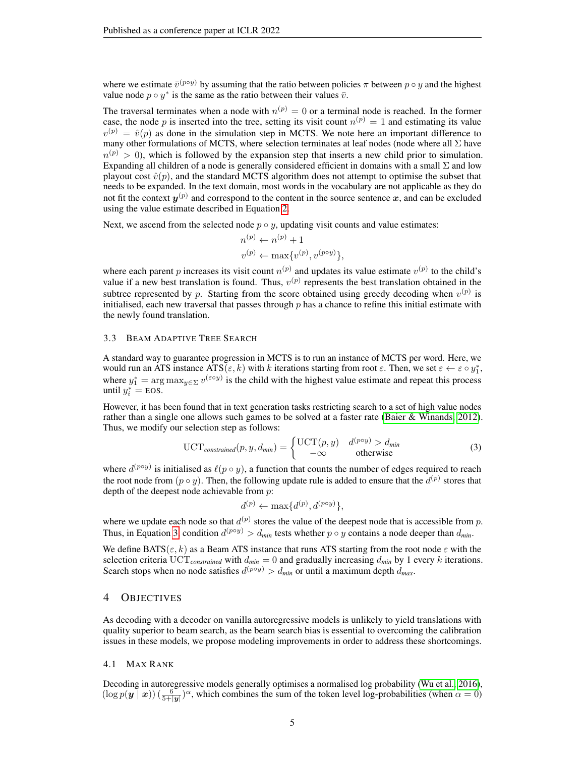where we estimate $\bar{v}^{(p \circ y)}$ by assuming that the ratio between policies $\pi$ between $p \circ y$ and the highest value node $p \circ y^*$ is the same as the ratio between their values $\bar{v}$.

The traversal terminates when a node with $n^{(p)} = 0$ or a terminal node is reached. In the former case, the node $p$ is inserted into the tree, setting its visit count $n^{(p)} = 1$ and estimating its value $v^{(p)} = \hat{v}(p)$ as done in the simulation step in MCTS. We note here an important difference to many other formulations of MCTS, where selection terminates at leaf nodes (node where all $\Sigma$ have $n^{(p)} > 0$), which is followed by the expansion step that inserts a new child prior to simulation. Expanding all children of a node is generally considered efficient in domains with a small $\Sigma$ and low playout cost $\hat{v}(p)$, and the standard MCTS algorithm does not attempt to optimise the subset that needs to be expanded. In the text domain, most words in the vocabulary are not applicable as they do not fit the context $\boldsymbol{y}^{(p)}$ and correspond to the content in the source sentence $\boldsymbol{x}$, and can be excluded using the value estimate described in Equation 2.

Next, we ascend from the selected node $p \circ y$, updating visit counts and value estimates:

$$
\begin{aligned}
n^{(p)} &\leftarrow n^{(p)} + 1 \\
v^{(p)} &\leftarrow \max\{v^{(p)}, v^{(p \circ y)}\},
\end{aligned}
$$

where each parent $p$ increases its visit count $n^{(p)}$ and updates its value estimate $v^{(p)}$ to the child's value if a new best translation is found. Thus, $v^{(p)}$ represents the best translation obtained in the subtree represented by $p$. Starting from the score obtained using greedy decoding when $v^{(p)}$ is initialised, each new traversal that passes through $p$ has a chance to refine this initial estimate with the newly found translation.

### 3.3 Beam Adaptive Tree Search

A standard way to guarantee progression in MCTS is to run an instance of MCTS per word. Here, we would run an ATS instance $\text{ATS}(\varepsilon, k)$ with $k$ iterations starting from root $\varepsilon$. Then, we set $\varepsilon \leftarrow \varepsilon \circ y_1^*$, where $y_1^* = \arg\max_{y \in \Sigma} v^{(\varepsilon \circ y)}$ is the child with the highest value estimate and repeat this process until $y_i^* = \text{EOS}$.

However, it has been found that in text generation tasks restricting search to a set of high value nodes rather than a single one allows such games to be solved at a faster rate (Baier & Winands, 2012). Thus, we modify our selection step as follows:

$$
\text{UCT}_{\textit{constrained}}(p, y, d_{\textit{min}}) = \begin{cases} \text{UCT}(p, y) & d^{(p \circ y)} > d_{\textit{min}} \\ -\infty & \text{otherwise} \end{cases} \tag{3}
$$

where $d^{(p \circ y)}$ is initialised as $\ell(p \circ y)$, a function that counts the number of edges required to reach the root node from $(p \circ y)$. Then, the following update rule is added to ensure that the $d^{(p)}$ stores that depth of the deepest node achievable from $p$:

$$
d^{(p)} \leftarrow \max\{d^{(p)}, d^{(p \circ y)}\},
$$

where we update each node so that $d^{(p)}$ stores the value of the deepest node that is accessible from $p$. Thus, in Equation 3, condition $d^{(p \circ y)} > d_{\textit{min}}$ tests whether $p \circ y$ contains a node deeper than $d_{\textit{min}}$.

We define $\text{BATS}(\varepsilon, k)$ as a Beam ATS instance that runs ATS starting from the root node $\varepsilon$ with the selection criteria $\text{UCT}_{\textit{constrained}}$ with $d_{\textit{min}} = 0$ and gradually increasing $d_{\textit{min}}$ by 1 every $k$ iterations. Search stops when no node satisfies $d^{(p \circ y)} > d_{\textit{min}}$ or until a maximum depth $d_{\textit{max}}$.

## 4 Objectives

As decoding with a decoder on vanilla autoregressive models is unlikely to yield translations with quality superior to beam search, as the beam search bias is essential to overcoming the calibration issues in these models, we propose modeling improvements in order to address these shortcomings.

### 4.1 Max Rank

Decoding in autoregressive models generally optimises a normalised log probability (Wu et al., 2016), $(\log p(\boldsymbol{y} \mid \boldsymbol{x})) \left(\frac{6}{5+|\boldsymbol{y}|}\right)^{\alpha}$, which combines the sum of the token level log-probabilities (when $\alpha = 0$)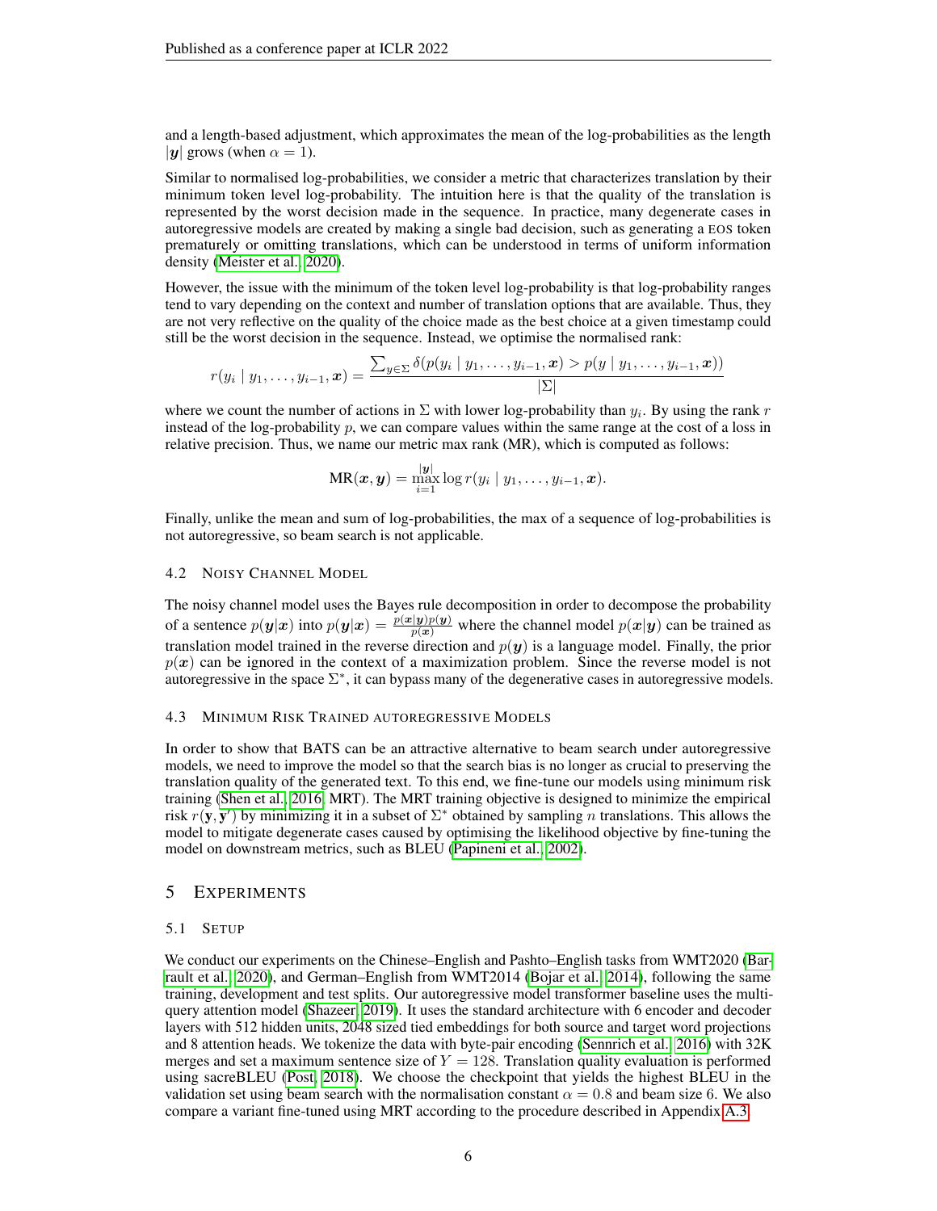and a length-based adjustment, which approximates the mean of the log-probabilities as the length $|\boldsymbol{y}|$ grows (when $\alpha = 1$).

Similar to normalised log-probabilities, we consider a metric that characterizes translation by their minimum token level log-probability. The intuition here is that the quality of the translation is represented by the worst decision made in the sequence. In practice, many degenerate cases in autoregressive models are created by making a single bad decision, such as generating a EOS token prematurely or omitting translations, which can be understood in terms of uniform information density (Meister et al., 2020).

However, the issue with the minimum of the token level log-probability is that log-probability ranges tend to vary depending on the context and number of translation options that are available. Thus, they are not very reflective on the quality of the choice made as the best choice at a given timestamp could still be the worst decision in the sequence. Instead, we optimise the normalised rank:

$$r(y_i \mid y_1, \ldots, y_{i-1}, \boldsymbol{x}) = \frac{\sum_{y \in \Sigma} \delta(p(y_i \mid y_1, \ldots, y_{i-1}, \boldsymbol{x}) > p(y \mid y_1, \ldots, y_{i-1}, \boldsymbol{x}))}{|\Sigma|}$$

where we count the number of actions in $\Sigma$ with lower log-probability than $y_i$. By using the rank $r$ instead of the log-probability $p$, we can compare values within the same range at the cost of a loss in relative precision. Thus, we name our metric max rank (MR), which is computed as follows:

$$\text{MR}(\boldsymbol{x}, \boldsymbol{y}) = \max_{i=1}^{|\boldsymbol{y}|} \log r(y_i \mid y_1, \ldots, y_{i-1}, \boldsymbol{x}).$$

Finally, unlike the mean and sum of log-probabilities, the max of a sequence of log-probabilities is not autoregressive, so beam search is not applicable.

### 4.2 Noisy Channel Model

The noisy channel model uses the Bayes rule decomposition in order to decompose the probability of a sentence $p(\boldsymbol{y}|\boldsymbol{x})$ into $p(\boldsymbol{y}|\boldsymbol{x}) = \frac{p(\boldsymbol{x}|\boldsymbol{y})p(\boldsymbol{y})}{p(\boldsymbol{x})}$ where the channel model $p(\boldsymbol{x}|\boldsymbol{y})$ can be trained as translation model trained in the reverse direction and $p(\boldsymbol{y})$ is a language model. Finally, the prior $p(\boldsymbol{x})$ can be ignored in the context of a maximization problem. Since the reverse model is not autoregressive in the space $\Sigma^*$, it can bypass many of the degenerative cases in autoregressive models.

### 4.3 Minimum Risk Trained Autoregressive Models

In order to show that BATS can be an attractive alternative to beam search under autoregressive models, we need to improve the model so that the search bias is no longer as crucial to preserving the translation quality of the generated text. To this end, we fine-tune our models using minimum risk training (Shen et al., 2016, MRT). The MRT training objective is designed to minimize the empirical risk $r(\mathbf{y}, \mathbf{y}')$ by minimizing it in a subset of $\Sigma^*$ obtained by sampling $n$ translations. This allows the model to mitigate degenerate cases caused by optimising the likelihood objective by fine-tuning the model on downstream metrics, such as BLEU (Papineni et al., 2002).

## 5 Experiments

### 5.1 Setup

We conduct our experiments on the Chinese–English and Pashto–English tasks from WMT2020 (Barrault et al., 2020), and German–English from WMT2014 (Bojar et al., 2014), following the same training, development and test splits. Our autoregressive model transformer baseline uses the multi-query attention model (Shazeer, 2019). It uses the standard architecture with 6 encoder and decoder layers with 512 hidden units, 2048 sized tied embeddings for both source and target word projections and 8 attention heads. We tokenize the data with byte-pair encoding (Sennrich et al., 2016) with 32K merges and set a maximum sentence size of $Y = 128$. Translation quality evaluation is performed using sacreBLEU (Post, 2018). We choose the checkpoint that yields the highest BLEU in the validation set using beam search with the normalisation constant $\alpha = 0.8$ and beam size 6. We also compare a variant fine-tuned using MRT according to the procedure described in Appendix A.3.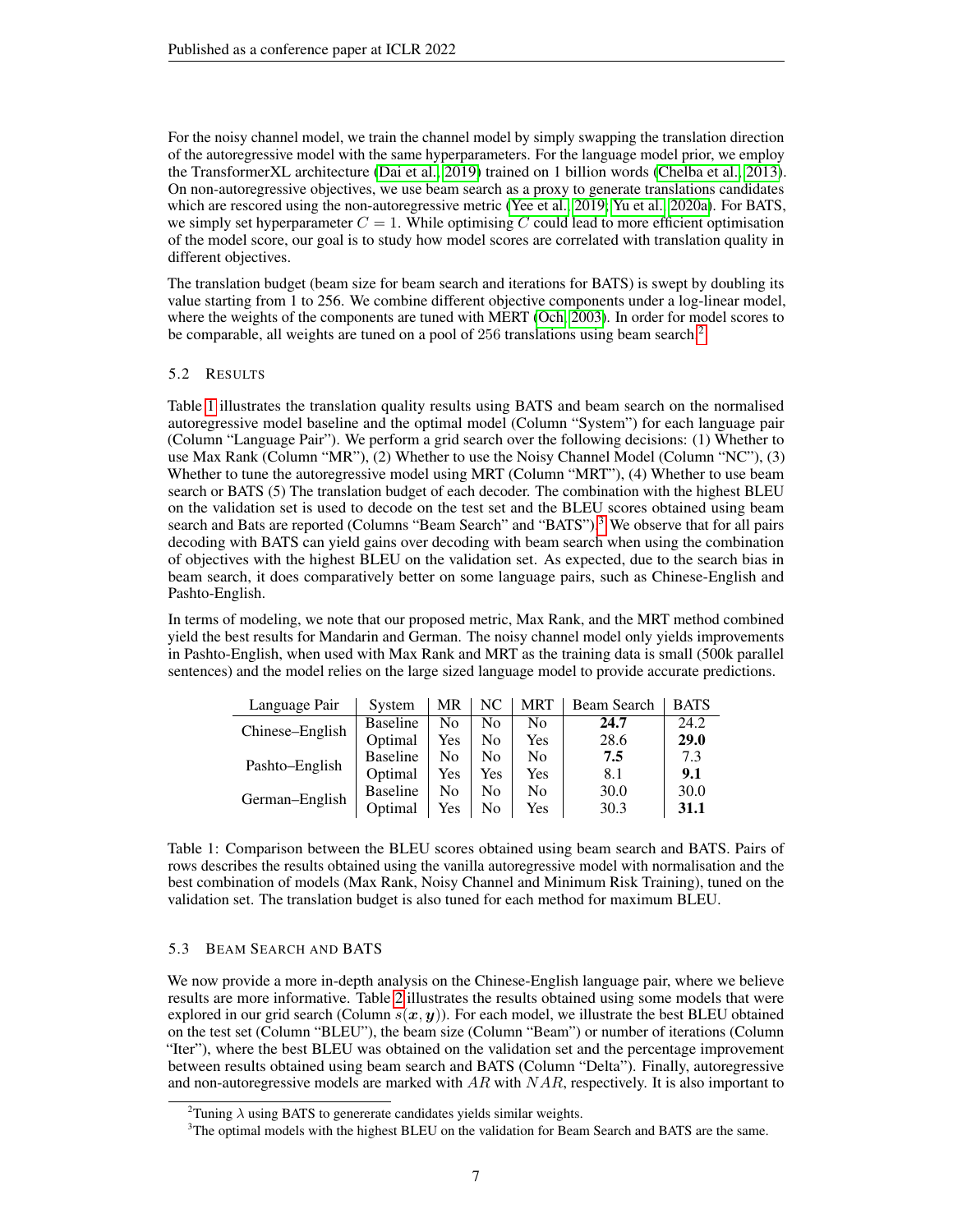For the noisy channel model, we train the channel model by simply swapping the translation direction of the autoregressive model with the same hyperparameters. For the language model prior, we employ the TransformerXL architecture (Dai et al., 2019) trained on 1 billion words (Chelba et al., 2013). On non-autoregressive objectives, we use beam search as a proxy to generate translations candidates which are rescored using the non-autoregressive metric (Yee et al., 2019; Yu et al., 2020a). For BATS, we simply set hyperparameter $C = 1$. While optimising $C$ could lead to more efficient optimisation of the model score, our goal is to study how model scores are correlated with translation quality in different objectives.

The translation budget (beam size for beam search and iterations for BATS) is swept by doubling its value starting from 1 to 256. We combine different objective components under a log-linear model, where the weights of the components are tuned with MERT (Och, 2003). In order for model scores to be comparable, all weights are tuned on a pool of 256 translations using beam search.[2]

### 5.2 Results

Table 1 illustrates the translation quality results using BATS and beam search on the normalised autoregressive model baseline and the optimal model (Column "System") for each language pair (Column "Language Pair"). We perform a grid search over the following decisions: (1) Whether to use Max Rank (Column "MR"), (2) Whether to use the Noisy Channel Model (Column "NC"), (3) Whether to tune the autoregressive model using MRT (Column "MRT"), (4) Whether to use beam search or BATS (5) The translation budget of each decoder. The combination with the highest BLEU on the validation set is used to decode on the test set and the BLEU scores obtained using beam search and Bats are reported (Columns "Beam Search" and "BATS").[3] We observe that for all pairs decoding with BATS can yield gains over decoding with beam search when using the combination of objectives with the highest BLEU on the validation set. As expected, due to the search bias in beam search, it does comparatively better on some language pairs, such as Chinese-English and Pashto-English.

In terms of modeling, we note that our proposed metric, Max Rank, and the MRT method combined yield the best results for Mandarin and German. The noisy channel model only yields improvements in Pashto-English, when used with Max Rank and MRT as the training data is small (500k parallel sentences) and the model relies on the large sized language model to provide accurate predictions.

| Language Pair | System | MR | NC | MRT | Beam Search | BATS |
|---|---|---|---|---|---|---|
| Chinese–English | Baseline | No | No | No | **24.7** | 24.2 |
| | Optimal | Yes | No | Yes | 28.6 | **29.0** |
| Pashto–English | Baseline | No | No | No | **7.5** | 7.3 |
| | Optimal | Yes | Yes | Yes | 8.1 | **9.1** |
| German–English | Baseline | No | No | No | 30.0 | 30.0 |
| | Optimal | Yes | No | Yes | 30.3 | **31.1** |

Table 1: Comparison between the BLEU scores obtained using beam search and BATS. Pairs of rows describes the results obtained using the vanilla autoregressive model with normalisation and the best combination of models (Max Rank, Noisy Channel and Minimum Risk Training), tuned on the validation set. The translation budget is also tuned for each method for maximum BLEU.

### 5.3 Beam Search and BATS

We now provide a more in-depth analysis on the Chinese-English language pair, where we believe results are more informative. Table 2 illustrates the results obtained using some models that were explored in our grid search (Column $s(\boldsymbol{x}, \boldsymbol{y})$). For each model, we illustrate the best BLEU obtained on the test set (Column "BLEU"), the beam size (Column "Beam") or number of iterations (Column "Iter"), where the best BLEU was obtained on the validation set and the percentage improvement between results obtained using beam search and BATS (Column "Delta"). Finally, autoregressive and non-autoregressive models are marked with $AR$ with $NAR$, respectively. It is also important to

[2] Tuning $\lambda$ using BATS to generate candidates yields similar weights.

[3] The optimal models with the highest BLEU on the validation for Beam Search and BATS are the same.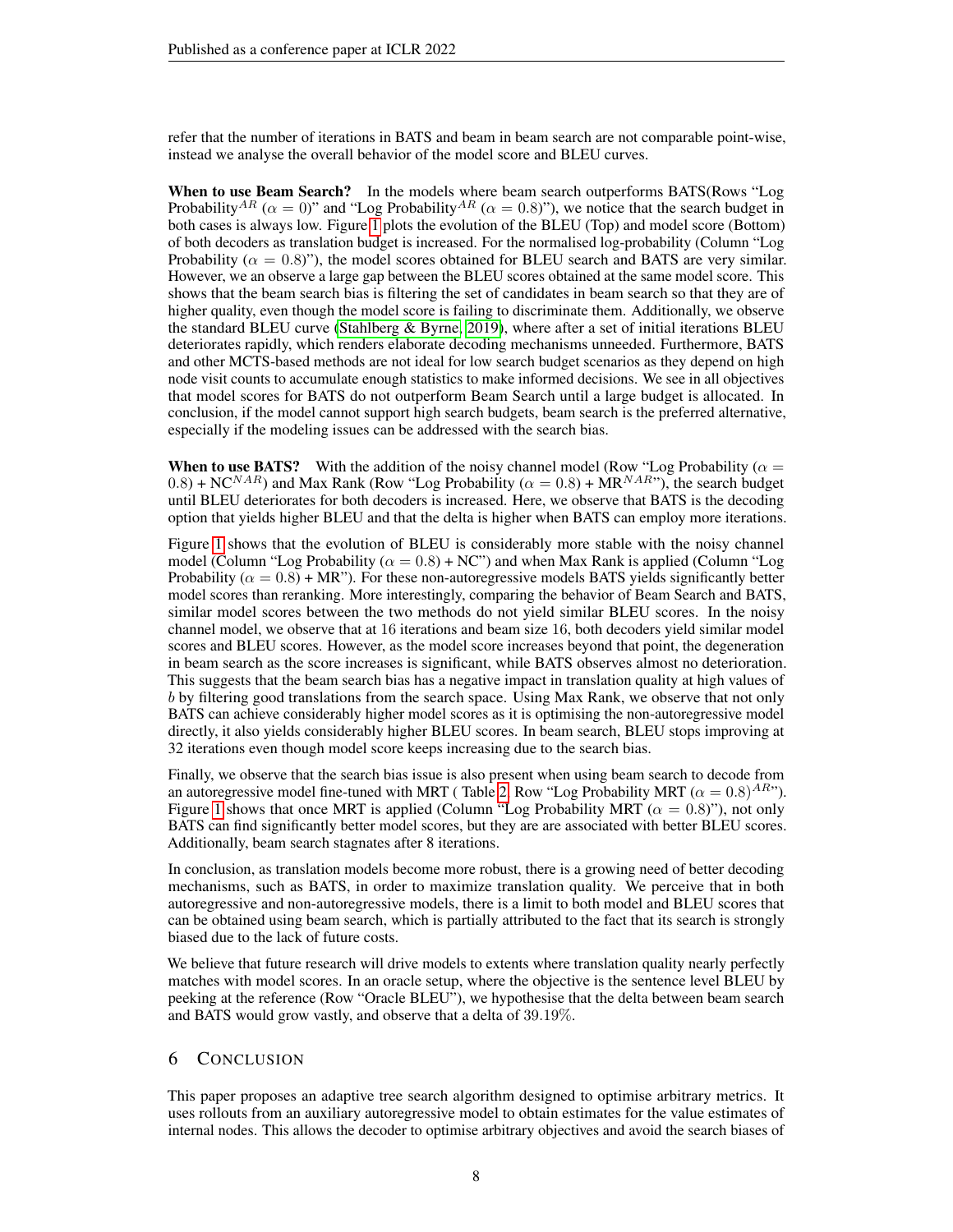refer that the number of iterations in BATS and beam in beam search are not comparable point-wise, instead we analyse the overall behavior of the model score and BLEU curves.

**When to use Beam Search?** In the models where beam search outperforms BATS(Rows "Log Probability$^{AR}$ ($\alpha = 0$)" and "Log Probability$^{AR}$ ($\alpha = 0.8$)"), we notice that the search budget in both cases is always low. Figure 1 plots the evolution of the BLEU (Top) and model score (Bottom) of both decoders as translation budget is increased. For the normalised log-probability (Column "Log Probability ($\alpha = 0.8$)"), the model scores obtained for BLEU search and BATS are very similar. However, we an observe a large gap between the BLEU scores obtained at the same model score. This shows that the beam search bias is filtering the set of candidates in beam search so that they are of higher quality, even though the model score is failing to discriminate them. Additionally, we observe the standard BLEU curve (Stahlberg & Byrne, 2019), where after a set of initial iterations BLEU deteriorates rapidly, which renders elaborate decoding mechanisms unneeded. Furthermore, BATS and other MCTS-based methods are not ideal for low search budget scenarios as they depend on high node visit counts to accumulate enough statistics to make informed decisions. We see in all objectives that model scores for BATS do not outperform Beam Search until a large budget is allocated. In conclusion, if the model cannot support high search budgets, beam search is the preferred alternative, especially if the modeling issues can be addressed with the search bias.

**When to use BATS?** With the addition of the noisy channel model (Row "Log Probability ($\alpha = 0.8$) + NC$^{NAR}$) and Max Rank (Row "Log Probability ($\alpha = 0.8$) + MR$^{NAR}$"), the search budget until BLEU deteriorates for both decoders is increased. Here, we observe that BATS is the decoding option that yields higher BLEU and that the delta is higher when BATS can employ more iterations.

Figure 1 shows that the evolution of BLEU is considerably more stable with the noisy channel model (Column "Log Probability ($\alpha = 0.8$) + NC") and when Max Rank is applied (Column "Log Probability ($\alpha = 0.8$) + MR"). For these non-autoregressive models BATS yields significantly better model scores than reranking. More interestingly, comparing the behavior of Beam Search and BATS, similar model scores between the two methods do not yield similar BLEU scores. In the noisy channel model, we observe that at 16 iterations and beam size 16, both decoders yield similar model scores and BLEU scores. However, as the model score increases beyond that point, the degeneration in beam search as the score increases is significant, while BATS observes almost no deterioration. This suggests that the beam search bias has a negative impact in translation quality at high values of $b$ by filtering good translations from the search space. Using Max Rank, we observe that not only BATS can achieve considerably higher model scores as it is optimising the non-autoregressive model directly, it also yields considerably higher BLEU scores. In beam search, BLEU stops improving at 32 iterations even though model score keeps increasing due to the search bias.

Finally, we observe that the search bias issue is also present when using beam search to decode from an autoregressive model fine-tuned with MRT ( Table 2, Row "Log Probability MRT ($\alpha = 0.8$)$^{AR}$"). Figure 1 shows that once MRT is applied (Column "Log Probability MRT ($\alpha = 0.8$)"), not only BATS can find significantly better model scores, but they are are associated with better BLEU scores. Additionally, beam search stagnates after 8 iterations.

In conclusion, as translation models become more robust, there is a growing need of better decoding mechanisms, such as BATS, in order to maximize translation quality. We perceive that in both autoregressive and non-autoregressive models, there is a limit to both model and BLEU scores that can be obtained using beam search, which is partially attributed to the fact that its search is strongly biased due to the lack of future costs.

We believe that future research will drive models to extents where translation quality nearly perfectly matches with model scores. In an oracle setup, where the objective is the sentence level BLEU by peeking at the reference (Row "Oracle BLEU"), we hypothesise that the delta between beam search and BATS would grow vastly, and observe that a delta of 39.19%.

## 6 Conclusion

This paper proposes an adaptive tree search algorithm designed to optimise arbitrary metrics. It uses rollouts from an auxiliary autoregressive model to obtain estimates for the value estimates of internal nodes. This allows the decoder to optimise arbitrary objectives and avoid the search biases of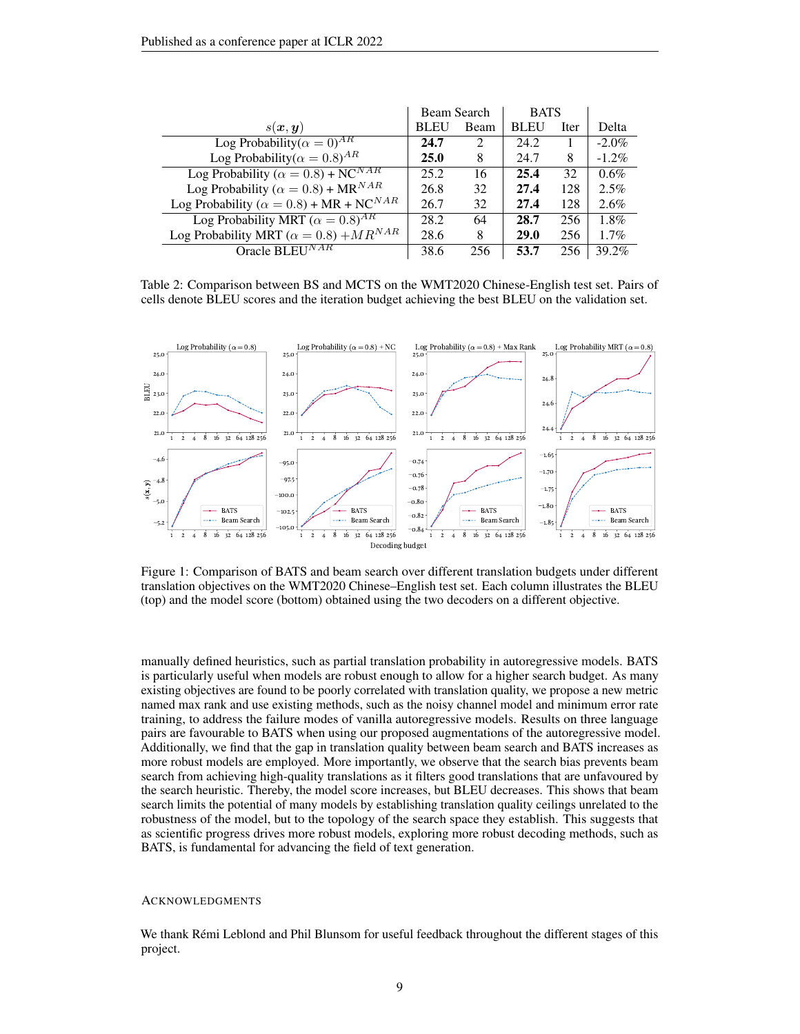| $s(\boldsymbol{x}, \boldsymbol{y})$ | Beam Search | | BATS | | Delta |
|---|---|---|---|---|---|
| | BLEU | Beam | BLEU | Iter | |
| Log Probability($\alpha = 0$)$^{AR}$ | **24.7** | 2 | 24.2 | 1 | -2.0% |
| Log Probability($\alpha = 0.8$)$^{AR}$ | **25.0** | 8 | 24.7 | 8 | -1.2% |
| Log Probability ($\alpha = 0.8$) + NC$^{NAR}$ | 25.2 | 16 | **25.4** | 32 | 0.6% |
| Log Probability ($\alpha = 0.8$) + MR$^{NAR}$ | 26.8 | 32 | **27.4** | 128 | 2.5% |
| Log Probability ($\alpha = 0.8$) + MR + NC$^{NAR}$ | 26.7 | 32 | **27.4** | 128 | 2.6% |
| Log Probability MRT ($\alpha = 0.8$)$^{AR}$ | 28.2 | 64 | **28.7** | 256 | 1.8% |
| Log Probability MRT ($\alpha = 0.8$) $+MR^{NAR}$ | 28.6 | 8 | **29.0** | 256 | 1.7% |
| Oracle BLEU$^{NAR}$ | 38.6 | 256 | **53.7** | 256 | 39.2% |

Table 2: Comparison between BS and MCTS on the WMT2020 Chinese-English test set. Pairs of cells denote BLEU scores and the iteration budget achieving the best BLEU on the validation set.

Figure 1: Comparison of BATS and beam search over different translation budgets under different translation objectives on the WMT2020 Chinese–English test set. Each column illustrates the BLEU (top) and the model score (bottom) obtained using the two decoders on a different objective.

manually defined heuristics, such as partial translation probability in autoregressive models. BATS is particularly useful when models are robust enough to allow for a higher search budget. As many existing objectives are found to be poorly correlated with translation quality, we propose a new metric named max rank and use existing methods, such as the noisy channel model and minimum error rate training, to address the failure modes of vanilla autoregressive models. Results on three language pairs are favourable to BATS when using our proposed augmentations of the autoregressive model. Additionally, we find that the gap in translation quality between beam search and BATS increases as more robust models are employed. More importantly, we observe that the search bias prevents beam search from achieving high-quality translations as it filters good translations that are unfavoured by the search heuristic. Thereby, the model score increases, but BLEU decreases. This shows that beam search limits the potential of many models by establishing translation quality ceilings unrelated to the robustness of the model, but to the topology of the search space they establish. This suggests that as scientific progress drives more robust models, exploring more robust decoding methods, such as BATS, is fundamental for advancing the field of text generation.

## Acknowledgments

We thank Rémi Leblond and Phil Blunsom for useful feedback throughout the different stages of this project.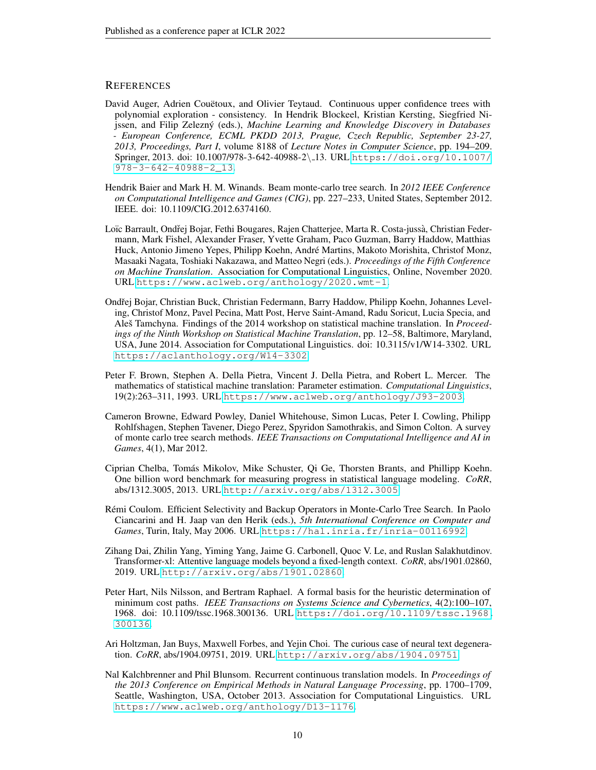## References

David Auger, Adrien Couëtoux, and Olivier Teytaud. Continuous upper confidence trees with polynomial exploration - consistency. In Hendrik Blockeel, Kristian Kersting, Siegfried Nijssen, and Filip Zelezný (eds.), *Machine Learning and Knowledge Discovery in Databases - European Conference, ECML PKDD 2013, Prague, Czech Republic, September 23-27, 2013, Proceedings, Part I*, volume 8188 of *Lecture Notes in Computer Science*, pp. 194–209. Springer, 2013. doi: 10.1007/978-3-642-40988-2\_13. URL https://doi.org/10.1007/978-3-642-40988-2_13.

Hendrik Baier and Mark H. M. Winands. Beam monte-carlo tree search. In *2012 IEEE Conference on Computational Intelligence and Games (CIG)*, pp. 227–233, United States, September 2012. IEEE. doi: 10.1109/CIG.2012.6374160.

Loïc Barrault, Ondřej Bojar, Fethi Bougares, Rajen Chatterjee, Marta R. Costa-jussà, Christian Federmann, Mark Fishel, Alexander Fraser, Yvette Graham, Paco Guzman, Barry Haddow, Matthias Huck, Antonio Jimeno Yepes, Philipp Koehn, André Martins, Makoto Morishita, Christof Monz, Masaaki Nagata, Toshiaki Nakazawa, and Matteo Negri (eds.). *Proceedings of the Fifth Conference on Machine Translation*. Association for Computational Linguistics, Online, November 2020. URL https://www.aclweb.org/anthology/2020.wmt-1.

Ondřej Bojar, Christian Buck, Christian Federmann, Barry Haddow, Philipp Koehn, Johannes Leveling, Christof Monz, Pavel Pecina, Matt Post, Herve Saint-Amand, Radu Soricut, Lucia Specia, and Aleš Tamchyna. Findings of the 2014 workshop on statistical machine translation. In *Proceedings of the Ninth Workshop on Statistical Machine Translation*, pp. 12–58, Baltimore, Maryland, USA, June 2014. Association for Computational Linguistics. doi: 10.3115/v1/W14-3302. URL https://aclanthology.org/W14-3302.

Peter F. Brown, Stephen A. Della Pietra, Vincent J. Della Pietra, and Robert L. Mercer. The mathematics of statistical machine translation: Parameter estimation. *Computational Linguistics*, 19(2):263–311, 1993. URL https://www.aclweb.org/anthology/J93-2003.

Cameron Browne, Edward Powley, Daniel Whitehouse, Simon Lucas, Peter I. Cowling, Philipp Rohlfshagen, Stephen Tavener, Diego Perez, Spyridon Samothrakis, and Simon Colton. A survey of monte carlo tree search methods. *IEEE Transactions on Computational Intelligence and AI in Games*, 4(1), Mar 2012.

Ciprian Chelba, Tomás Mikolov, Mike Schuster, Qi Ge, Thorsten Brants, and Phillipp Koehn. One billion word benchmark for measuring progress in statistical language modeling. *CoRR*, abs/1312.3005, 2013. URL http://arxiv.org/abs/1312.3005.

Rémi Coulom. Efficient Selectivity and Backup Operators in Monte-Carlo Tree Search. In Paolo Ciancarini and H. Jaap van den Herik (eds.), *5th International Conference on Computer and Games*, Turin, Italy, May 2006. URL https://hal.inria.fr/inria-00116992.

Zihang Dai, Zhilin Yang, Yiming Yang, Jaime G. Carbonell, Quoc V. Le, and Ruslan Salakhutdinov. Transformer-xl: Attentive language models beyond a fixed-length context. *CoRR*, abs/1901.02860, 2019. URL http://arxiv.org/abs/1901.02860.

Peter Hart, Nils Nilsson, and Bertram Raphael. A formal basis for the heuristic determination of minimum cost paths. *IEEE Transactions on Systems Science and Cybernetics*, 4(2):100–107, 1968. doi: 10.1109/tssc.1968.300136. URL https://doi.org/10.1109/tssc.1968.300136.

Ari Holtzman, Jan Buys, Maxwell Forbes, and Yejin Choi. The curious case of neural text degeneration. *CoRR*, abs/1904.09751, 2019. URL http://arxiv.org/abs/1904.09751.

Nal Kalchbrenner and Phil Blunsom. Recurrent continuous translation models. In *Proceedings of the 2013 Conference on Empirical Methods in Natural Language Processing*, pp. 1700–1709, Seattle, Washington, USA, October 2013. Association for Computational Linguistics. URL https://www.aclweb.org/anthology/D13-1176.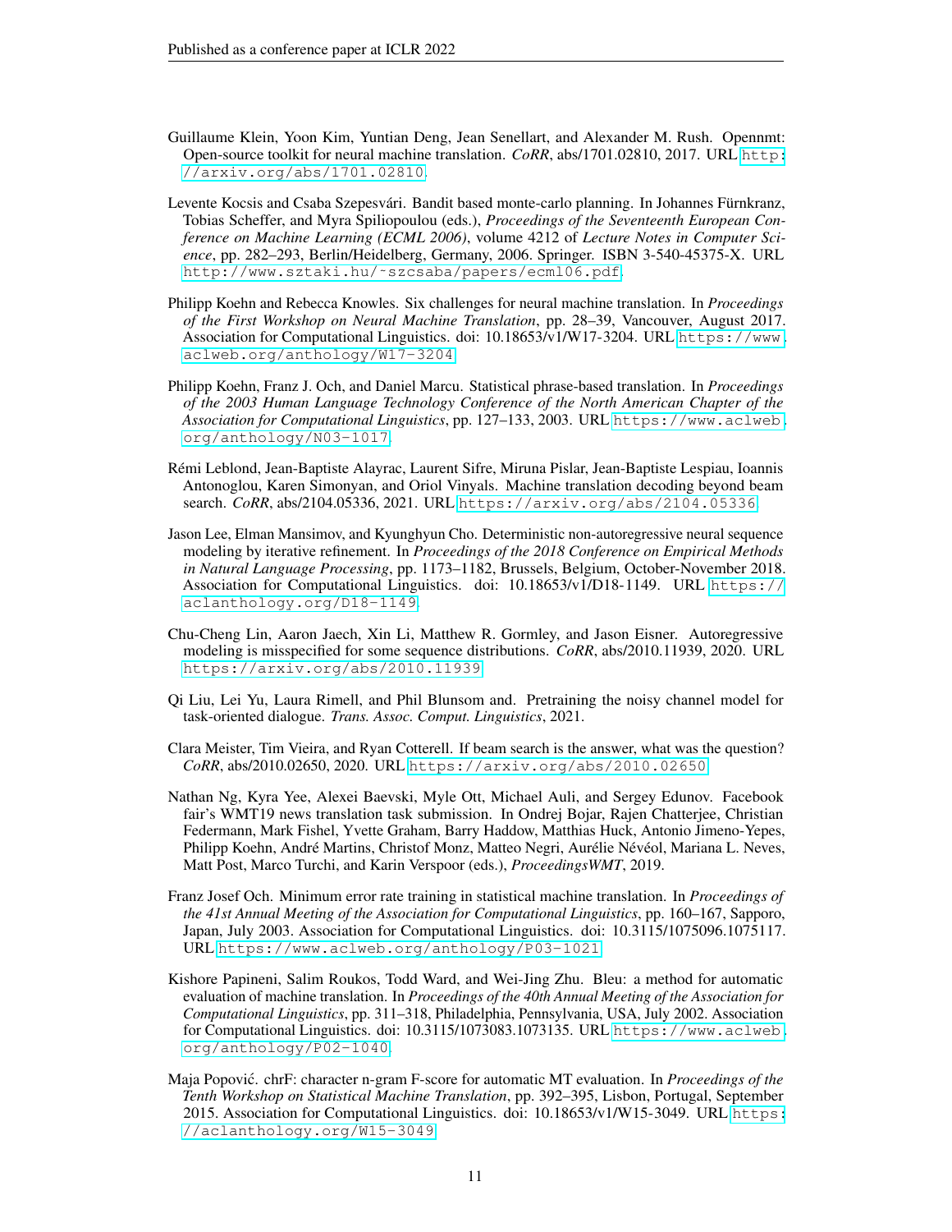Guillaume Klein, Yoon Kim, Yuntian Deng, Jean Senellart, and Alexander M. Rush. Opennmt: Open-source toolkit for neural machine translation. *CoRR*, abs/1701.02810, 2017. URL http://arxiv.org/abs/1701.02810.

Levente Kocsis and Csaba Szepesvári. Bandit based monte-carlo planning. In Johannes Fürnkranz, Tobias Scheffer, and Myra Spiliopoulou (eds.), *Proceedings of the Seventeenth European Conference on Machine Learning (ECML 2006)*, volume 4212 of *Lecture Notes in Computer Science*, pp. 282–293, Berlin/Heidelberg, Germany, 2006. Springer. ISBN 3-540-45375-X. URL http://www.sztaki.hu/~szcsaba/papers/ecml06.pdf.

Philipp Koehn and Rebecca Knowles. Six challenges for neural machine translation. In *Proceedings of the First Workshop on Neural Machine Translation*, pp. 28–39, Vancouver, August 2017. Association for Computational Linguistics. doi: 10.18653/v1/W17-3204. URL https://www.aclweb.org/anthology/W17-3204.

Philipp Koehn, Franz J. Och, and Daniel Marcu. Statistical phrase-based translation. In *Proceedings of the 2003 Human Language Technology Conference of the North American Chapter of the Association for Computational Linguistics*, pp. 127–133, 2003. URL https://www.aclweb.org/anthology/N03-1017.

Rémi Leblond, Jean-Baptiste Alayrac, Laurent Sifre, Miruna Pislar, Jean-Baptiste Lespiau, Ioannis Antonoglou, Karen Simonyan, and Oriol Vinyals. Machine translation decoding beyond beam search. *CoRR*, abs/2104.05336, 2021. URL https://arxiv.org/abs/2104.05336.

Jason Lee, Elman Mansimov, and Kyunghyun Cho. Deterministic non-autoregressive neural sequence modeling by iterative refinement. In *Proceedings of the 2018 Conference on Empirical Methods in Natural Language Processing*, pp. 1173–1182, Brussels, Belgium, October-November 2018. Association for Computational Linguistics. doi: 10.18653/v1/D18-1149. URL https://aclanthology.org/D18-1149.

Chu-Cheng Lin, Aaron Jaech, Xin Li, Matthew R. Gormley, and Jason Eisner. Autoregressive modeling is misspecified for some sequence distributions. *CoRR*, abs/2010.11939, 2020. URL https://arxiv.org/abs/2010.11939.

Qi Liu, Lei Yu, Laura Rimell, and Phil Blunsom and. Pretraining the noisy channel model for task-oriented dialogue. *Trans. Assoc. Comput. Linguistics*, 2021.

Clara Meister, Tim Vieira, and Ryan Cotterell. If beam search is the answer, what was the question? *CoRR*, abs/2010.02650, 2020. URL https://arxiv.org/abs/2010.02650.

Nathan Ng, Kyra Yee, Alexei Baevski, Myle Ott, Michael Auli, and Sergey Edunov. Facebook fair's WMT19 news translation task submission. In Ondrej Bojar, Rajen Chatterjee, Christian Federmann, Mark Fishel, Yvette Graham, Barry Haddow, Matthias Huck, Antonio Jimeno-Yepes, Philipp Koehn, André Martins, Christof Monz, Matteo Negri, Aurélie Névéol, Mariana L. Neves, Matt Post, Marco Turchi, and Karin Verspoor (eds.), *ProceedingsWMT*, 2019.

Franz Josef Och. Minimum error rate training in statistical machine translation. In *Proceedings of the 41st Annual Meeting of the Association for Computational Linguistics*, pp. 160–167, Sapporo, Japan, July 2003. Association for Computational Linguistics. doi: 10.3115/1075096.1075117. URL https://www.aclweb.org/anthology/P03-1021.

Kishore Papineni, Salim Roukos, Todd Ward, and Wei-Jing Zhu. Bleu: a method for automatic evaluation of machine translation. In *Proceedings of the 40th Annual Meeting of the Association for Computational Linguistics*, pp. 311–318, Philadelphia, Pennsylvania, USA, July 2002. Association for Computational Linguistics. doi: 10.3115/1073083.1073135. URL https://www.aclweb.org/anthology/P02-1040.

Maja Popović. chrF: character n-gram F-score for automatic MT evaluation. In *Proceedings of the Tenth Workshop on Statistical Machine Translation*, pp. 392–395, Lisbon, Portugal, September 2015. Association for Computational Linguistics. doi: 10.18653/v1/W15-3049. URL https://aclanthology.org/W15-3049.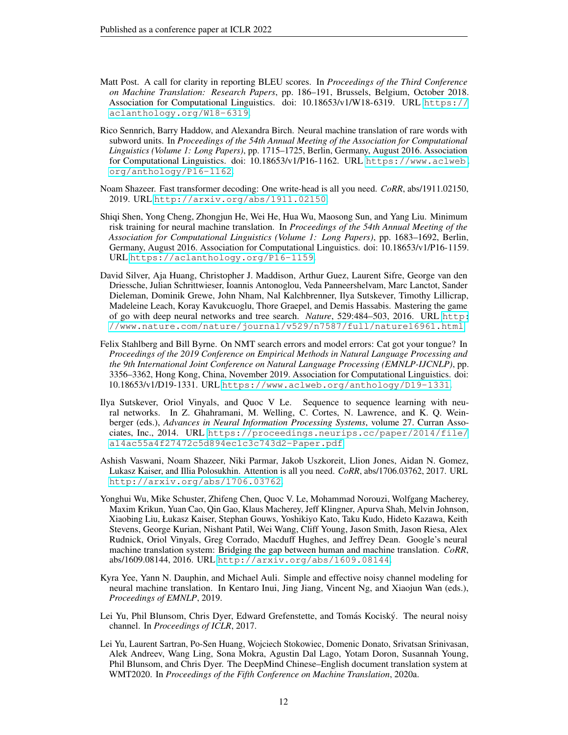Matt Post. A call for clarity in reporting BLEU scores. In *Proceedings of the Third Conference on Machine Translation: Research Papers*, pp. 186–191, Brussels, Belgium, October 2018. Association for Computational Linguistics. doi: 10.18653/v1/W18-6319. URL https://aclanthology.org/W18-6319.

Rico Sennrich, Barry Haddow, and Alexandra Birch. Neural machine translation of rare words with subword units. In *Proceedings of the 54th Annual Meeting of the Association for Computational Linguistics (Volume 1: Long Papers)*, pp. 1715–1725, Berlin, Germany, August 2016. Association for Computational Linguistics. doi: 10.18653/v1/P16-1162. URL https://www.aclweb.org/anthology/P16-1162.

Noam Shazeer. Fast transformer decoding: One write-head is all you need. *CoRR*, abs/1911.02150, 2019. URL http://arxiv.org/abs/1911.02150.

Shiqi Shen, Yong Cheng, Zhongjun He, Wei He, Hua Wu, Maosong Sun, and Yang Liu. Minimum risk training for neural machine translation. In *Proceedings of the 54th Annual Meeting of the Association for Computational Linguistics (Volume 1: Long Papers)*, pp. 1683–1692, Berlin, Germany, August 2016. Association for Computational Linguistics. doi: 10.18653/v1/P16-1159. URL https://aclanthology.org/P16-1159.

David Silver, Aja Huang, Christopher J. Maddison, Arthur Guez, Laurent Sifre, George van den Driessche, Julian Schrittwieser, Ioannis Antonoglou, Veda Panneershelvam, Marc Lanctot, Sander Dieleman, Dominik Grewe, John Nham, Nal Kalchbrenner, Ilya Sutskever, Timothy Lillicrap, Madeleine Leach, Koray Kavukcuoglu, Thore Graepel, and Demis Hassabis. Mastering the game of go with deep neural networks and tree search. *Nature*, 529:484–503, 2016. URL http://www.nature.com/nature/journal/v529/n7587/full/nature16961.html.

Felix Stahlberg and Bill Byrne. On NMT search errors and model errors: Cat got your tongue? In *Proceedings of the 2019 Conference on Empirical Methods in Natural Language Processing and the 9th International Joint Conference on Natural Language Processing (EMNLP-IJCNLP)*, pp. 3356–3362, Hong Kong, China, November 2019. Association for Computational Linguistics. doi: 10.18653/v1/D19-1331. URL https://www.aclweb.org/anthology/D19-1331.

Ilya Sutskever, Oriol Vinyals, and Quoc V Le. Sequence to sequence learning with neural networks. In Z. Ghahramani, M. Welling, C. Cortes, N. Lawrence, and K. Q. Weinberger (eds.), *Advances in Neural Information Processing Systems*, volume 27. Curran Associates, Inc., 2014. URL https://proceedings.neurips.cc/paper/2014/file/a14ac55a4f27472c5d894ec1c3c743d2-Paper.pdf.

Ashish Vaswani, Noam Shazeer, Niki Parmar, Jakob Uszkoreit, Llion Jones, Aidan N. Gomez, Lukasz Kaiser, and Illia Polosukhin. Attention is all you need. *CoRR*, abs/1706.03762, 2017. URL http://arxiv.org/abs/1706.03762.

Yonghui Wu, Mike Schuster, Zhifeng Chen, Quoc V. Le, Mohammad Norouzi, Wolfgang Macherey, Maxim Krikun, Yuan Cao, Qin Gao, Klaus Macherey, Jeff Klingner, Apurva Shah, Melvin Johnson, Xiaobing Liu, Łukasz Kaiser, Stephan Gouws, Yoshikiyo Kato, Taku Kudo, Hideto Kazawa, Keith Stevens, George Kurian, Nishant Patil, Wei Wang, Cliff Young, Jason Smith, Jason Riesa, Alex Rudnick, Oriol Vinyals, Greg Corrado, Macduff Hughes, and Jeffrey Dean. Google's neural machine translation system: Bridging the gap between human and machine translation. *CoRR*, abs/1609.08144, 2016. URL http://arxiv.org/abs/1609.08144.

Kyra Yee, Yann N. Dauphin, and Michael Auli. Simple and effective noisy channel modeling for neural machine translation. In Kentaro Inui, Jing Jiang, Vincent Ng, and Xiaojun Wan (eds.), *Proceedings of EMNLP*, 2019.

Lei Yu, Phil Blunsom, Chris Dyer, Edward Grefenstette, and Tomás Kociský. The neural noisy channel. In *Proceedings of ICLR*, 2017.

Lei Yu, Laurent Sartran, Po-Sen Huang, Wojciech Stokowiec, Domenic Donato, Srivatsan Srinivasan, Alek Andreev, Wang Ling, Sona Mokra, Agustin Dal Lago, Yotam Doron, Susannah Young, Phil Blunsom, and Chris Dyer. The DeepMind Chinese–English document translation system at WMT2020. In *Proceedings of the Fifth Conference on Machine Translation*, 2020a.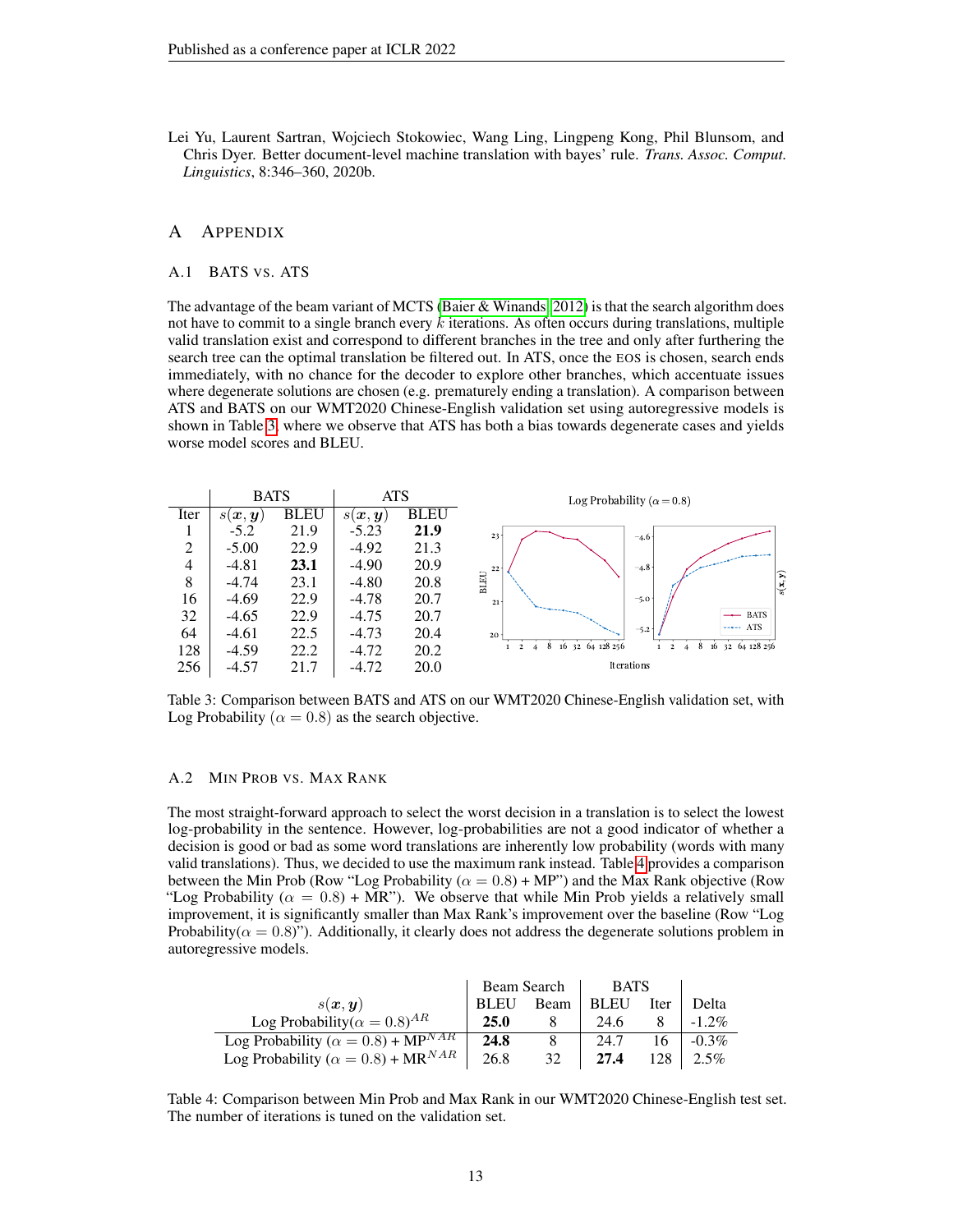Lei Yu, Laurent Sartran, Wojciech Stokowiec, Wang Ling, Lingpeng Kong, Phil Blunsom, and Chris Dyer. Better document-level machine translation with bayes' rule. *Trans. Assoc. Comput. Linguistics*, 8:346–360, 2020b.

# A Appendix

## A.1 BATS vs. ATS

The advantage of the beam variant of MCTS (Baier & Winands, 2012) is that the search algorithm does not have to commit to a single branch every $k$ iterations. As often occurs during translations, multiple valid translation exist and correspond to different branches in the tree and only after furthering the search tree can the optimal translation be filtered out. In ATS, once the EOS is chosen, search ends immediately, with no chance for the decoder to explore other branches, which accentuate issues where degenerate solutions are chosen (e.g. prematurely ending a translation). A comparison between ATS and BATS on our WMT2020 Chinese-English validation set using autoregressive models is shown in Table 3, where we observe that ATS has both a bias towards degenerate cases and yields worse model scores and BLEU.

| | BATS | | ATS | |
|---|---|---|---|---|
| Iter | $s(\boldsymbol{x}, \boldsymbol{y})$ | BLEU | $s(\boldsymbol{x}, \boldsymbol{y})$ | BLEU |
| 1 | -5.2 | 21.9 | -5.23 | **21.9** |
| 2 | -5.00 | 22.9 | -4.92 | 21.3 |
| 4 | -4.81 | **23.1** | -4.90 | 20.9 |
| 8 | -4.74 | 23.1 | -4.80 | 20.8 |
| 16 | -4.69 | 22.9 | -4.78 | 20.7 |
| 32 | -4.65 | 22.9 | -4.75 | 20.7 |
| 64 | -4.61 | 22.5 | -4.73 | 20.4 |
| 128 | -4.59 | 22.2 | -4.72 | 20.2 |
| 256 | -4.57 | 21.7 | -4.72 | 20.0 |

Table 3: Comparison between BATS and ATS on our WMT2020 Chinese-English validation set, with Log Probability ($\alpha = 0.8$) as the search objective.

## A.2 Min Prob vs. Max Rank

The most straight-forward approach to select the worst decision in a translation is to select the lowest log-probability in the sentence. However, log-probabilities are not a good indicator of whether a decision is good or bad as some word translations are inherently low probability (words with many valid translations). Thus, we decided to use the maximum rank instead. Table 4 provides a comparison between the Min Prob (Row "Log Probability ($\alpha = 0.8$) + MP") and the Max Rank objective (Row "Log Probability ($\alpha = 0.8$) + MR"). We observe that while Min Prob yields a relatively small improvement, it is significantly smaller than Max Rank's improvement over the baseline (Row "Log Probability($\alpha = 0.8$)"). Additionally, it clearly does not address the degenerate solutions problem in autoregressive models.

| $s(\boldsymbol{x}, \boldsymbol{y})$ | Beam Search BLEU | Beam Search Beam | BATS BLEU | BATS Iter | Delta |
|---|---|---|---|---|---|
| Log Probability($\alpha = 0.8$)$^{AR}$ | **25.0** | 8 | 24.6 | 8 | -1.2% |
| Log Probability ($\alpha = 0.8$) + MP$^{NAR}$ | **24.8** | 8 | 24.7 | 16 | -0.3% |
| Log Probability ($\alpha = 0.8$) + MR$^{NAR}$ | 26.8 | 32 | **27.4** | 128 | 2.5% |

Table 4: Comparison between Min Prob and Max Rank in our WMT2020 Chinese-English test set. The number of iterations is tuned on the validation set.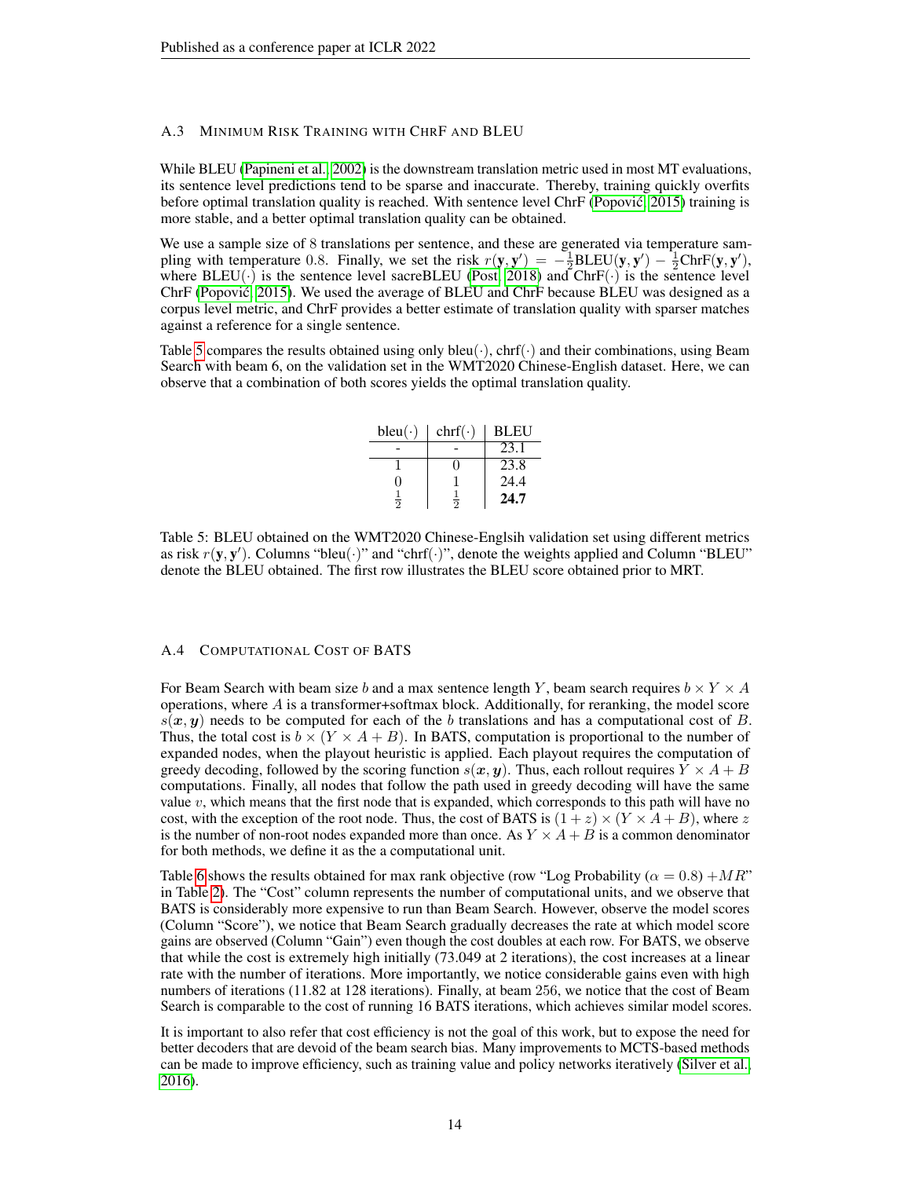### A.3 Minimum Risk Training with ChrF and BLEU

While BLEU (Papineni et al., 2002) is the downstream translation metric used in most MT evaluations, its sentence level predictions tend to be sparse and inaccurate. Thereby, training quickly overfits before optimal translation quality is reached. With sentence level ChrF (Popović, 2015) training is more stable, and a better optimal translation quality can be obtained.

We use a sample size of 8 translations per sentence, and these are generated via temperature sampling with temperature 0.8. Finally, we set the risk $r(\mathbf{y}, \mathbf{y}') = -\frac{1}{2}\text{BLEU}(\mathbf{y}, \mathbf{y}') - \frac{1}{2}\text{ChrF}(\mathbf{y}, \mathbf{y}')$, where $\text{BLEU}(\cdot)$ is the sentence level sacreBLEU (Post, 2018) and $\text{ChrF}(\cdot)$ is the sentence level ChrF (Popović, 2015). We used the average of BLEU and ChrF because BLEU was designed as a corpus level metric, and ChrF provides a better estimate of translation quality with sparser matches against a reference for a single sentence.

Table 5 compares the results obtained using only $\text{bleu}(\cdot)$, $\text{chrf}(\cdot)$ and their combinations, using Beam Search with beam 6, on the validation set in the WMT2020 Chinese-English dataset. Here, we can observe that a combination of both scores yields the optimal translation quality.

| $\text{bleu}(\cdot)$ | $\text{chrf}(\cdot)$ | BLEU |
|---|---|---|
| - | - | 23.1 |
| 1 | 0 | 23.8 |
| 0 | 1 | 24.4 |
| $\frac{1}{2}$ | $\frac{1}{2}$ | **24.7** |

Table 5: BLEU obtained on the WMT2020 Chinese-Englsih validation set using different metrics as risk $r(\mathbf{y}, \mathbf{y}')$. Columns "bleu($\cdot$)" and "chrf($\cdot$)", denote the weights applied and Column "BLEU" denote the BLEU obtained. The first row illustrates the BLEU score obtained prior to MRT.

### A.4 Computational Cost of BATS

For Beam Search with beam size $b$ and a max sentence length $Y$, beam search requires $b \times Y \times A$ operations, where $A$ is a transformer+softmax block. Additionally, for reranking, the model score $s(\boldsymbol{x}, \boldsymbol{y})$ needs to be computed for each of the $b$ translations and has a computational cost of $B$. Thus, the total cost is $b \times (Y \times A + B)$. In BATS, computation is proportional to the number of expanded nodes, when the playout heuristic is applied. Each playout requires the computation of greedy decoding, followed by the scoring function $s(\boldsymbol{x}, \boldsymbol{y})$. Thus, each rollout requires $Y \times A + B$ computations. Finally, all nodes that follow the path used in greedy decoding will have the same value $v$, which means that the first node that is expanded, which corresponds to this path will have no cost, with the exception of the root node. Thus, the cost of BATS is $(1 + z) \times (Y \times A + B)$, where $z$ is the number of non-root nodes expanded more than once. As $Y \times A + B$ is a common denominator for both methods, we define it as the a computational unit.

Table 6 shows the results obtained for max rank objective (row "Log Probability ($\alpha = 0.8$) $+MR$" in Table 2). The "Cost" column represents the number of computational units, and we observe that BATS is considerably more expensive to run than Beam Search. However, observe the model scores (Column "Score"), we notice that Beam Search gradually decreases the rate at which model score gains are observed (Column "Gain") even though the cost doubles at each row. For BATS, we observe that while the cost is extremely high initially (73.049 at 2 iterations), the cost increases at a linear rate with the number of iterations. More importantly, we notice considerable gains even with high numbers of iterations (11.82 at 128 iterations). Finally, at beam 256, we notice that the cost of Beam Search is comparable to the cost of running 16 BATS iterations, which achieves similar model scores.

It is important to also refer that cost efficiency is not the goal of this work, but to expose the need for better decoders that are devoid of the beam search bias. Many improvements to MCTS-based methods can be made to improve efficiency, such as training value and policy networks iteratively (Silver et al., 2016).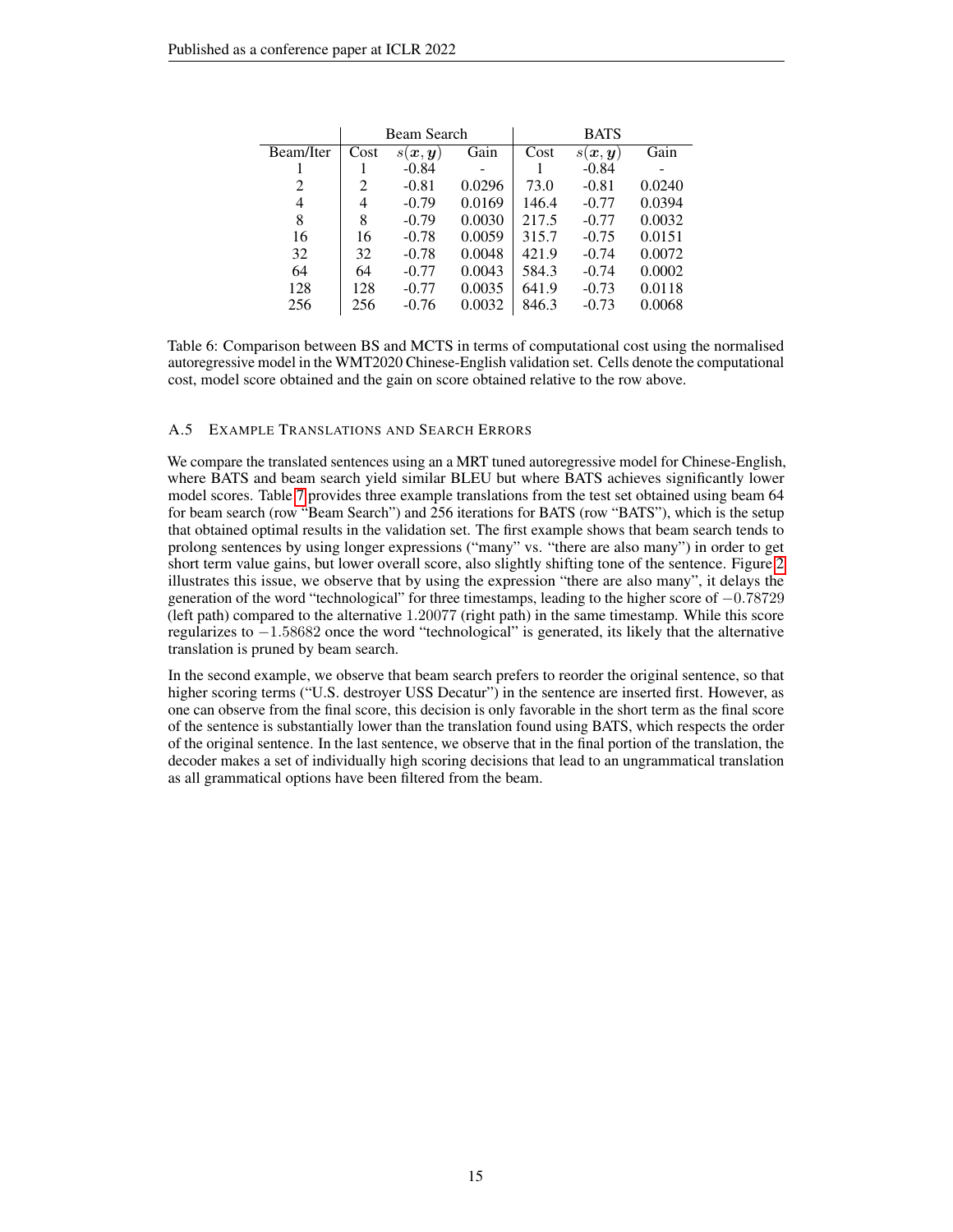| | Beam Search | | | BATS | | |
|---|---|---|---|---|---|---|
| Beam/Iter | Cost | $s(\boldsymbol{x}, \boldsymbol{y})$ | Gain | Cost | $s(\boldsymbol{x}, \boldsymbol{y})$ | Gain |
| 1 | 1 | -0.84 | - | 1 | -0.84 | - |
| 2 | 2 | -0.81 | 0.0296 | 73.0 | -0.81 | 0.0240 |
| 4 | 4 | -0.79 | 0.0169 | 146.4 | -0.77 | 0.0394 |
| 8 | 8 | -0.79 | 0.0030 | 217.5 | -0.77 | 0.0032 |
| 16 | 16 | -0.78 | 0.0059 | 315.7 | -0.75 | 0.0151 |
| 32 | 32 | -0.78 | 0.0048 | 421.9 | -0.74 | 0.0072 |
| 64 | 64 | -0.77 | 0.0043 | 584.3 | -0.74 | 0.0002 |
| 128 | 128 | -0.77 | 0.0035 | 641.9 | -0.73 | 0.0118 |
| 256 | 256 | -0.76 | 0.0032 | 846.3 | -0.73 | 0.0068 |

Table 6: Comparison between BS and MCTS in terms of computational cost using the normalised autoregressive model in the WMT2020 Chinese-English validation set. Cells denote the computational cost, model score obtained and the gain on score obtained relative to the row above.

### A.5 Example Translations and Search Errors

We compare the translated sentences using an a MRT tuned autoregressive model for Chinese-English, where BATS and beam search yield similar BLEU but where BATS achieves significantly lower model scores. Table 7 provides three example translations from the test set obtained using beam 64 for beam search (row "Beam Search") and 256 iterations for BATS (row "BATS"), which is the setup that obtained optimal results in the validation set. The first example shows that beam search tends to prolong sentences by using longer expressions ("many" vs. "there are also many") in order to get short term value gains, but lower overall score, also slightly shifting tone of the sentence. Figure 2 illustrates this issue, we observe that by using the expression "there are also many", it delays the generation of the word "technological" for three timestamps, leading to the higher score of $-0.78729$ (left path) compared to the alternative $1.20077$ (right path) in the same timestamp. While this score regularizes to $-1.58682$ once the word "technological" is generated, its likely that the alternative translation is pruned by beam search.

In the second example, we observe that beam search prefers to reorder the original sentence, so that higher scoring terms ("U.S. destroyer USS Decatur") in the sentence are inserted first. However, as one can observe from the final score, this decision is only favorable in the short term as the final score of the sentence is substantially lower than the translation found using BATS, which respects the order of the original sentence. In the last sentence, we observe that in the final portion of the translation, the decoder makes a set of individually high scoring decisions that lead to an ungrammatical translation as all grammatical options have been filtered from the beam.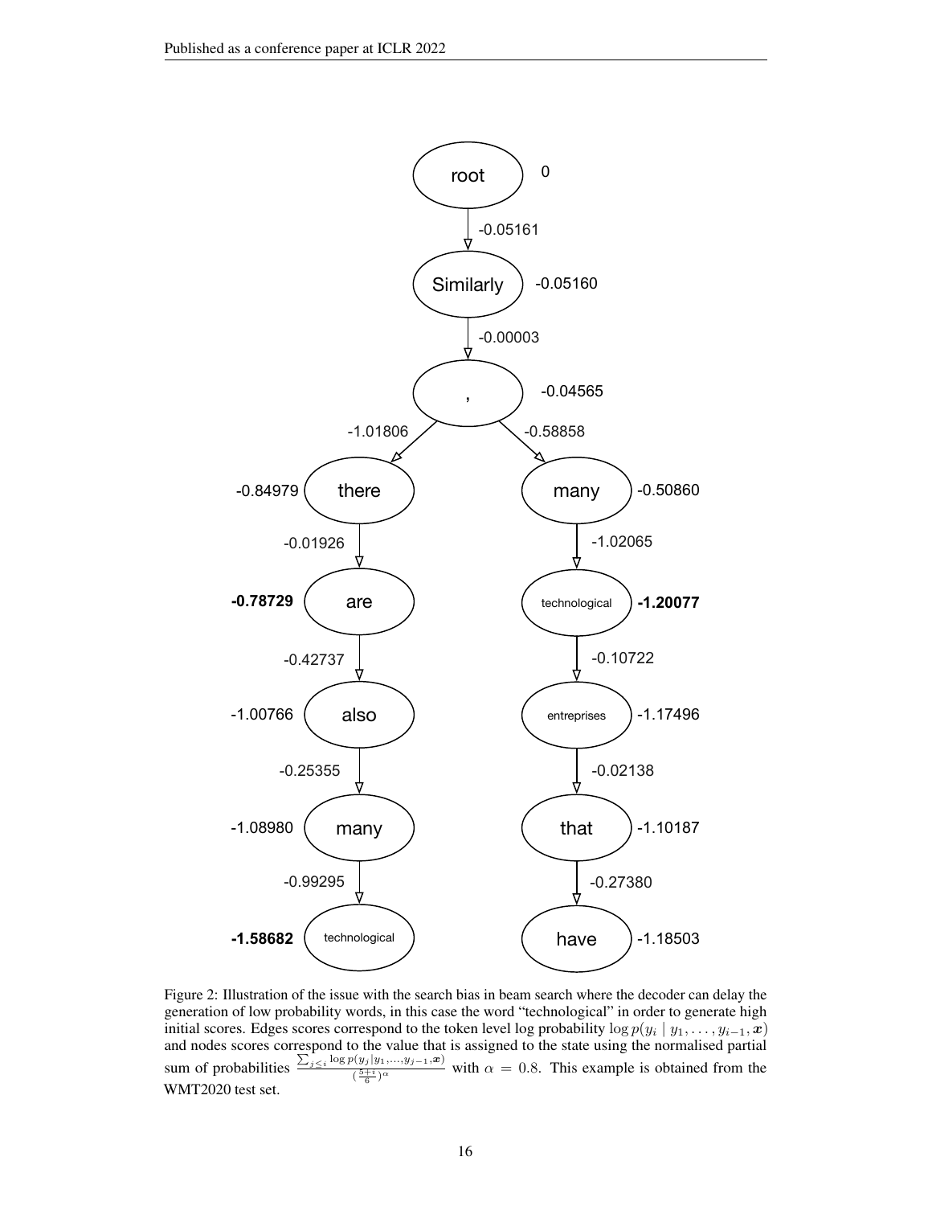Figure 2: Illustration of the issue with the search bias in beam search where the decoder can delay the generation of low probability words, in this case the word "technological" in order to generate high initial scores. Edges scores correspond to the token level log probability $\log p(y_i \mid y_1, \ldots, y_{i-1}, \boldsymbol{x})$ and nodes scores correspond to the value that is assigned to the state using the normalised partial sum of probabilities $\frac{\sum_{j \leq i} \log p(y_j | y_1, \ldots, y_{j-1}, \boldsymbol{x})}{(\frac{5+i}{6})^{\alpha}}$ with $\alpha = 0.8$. This example is obtained from the WMT2020 test set.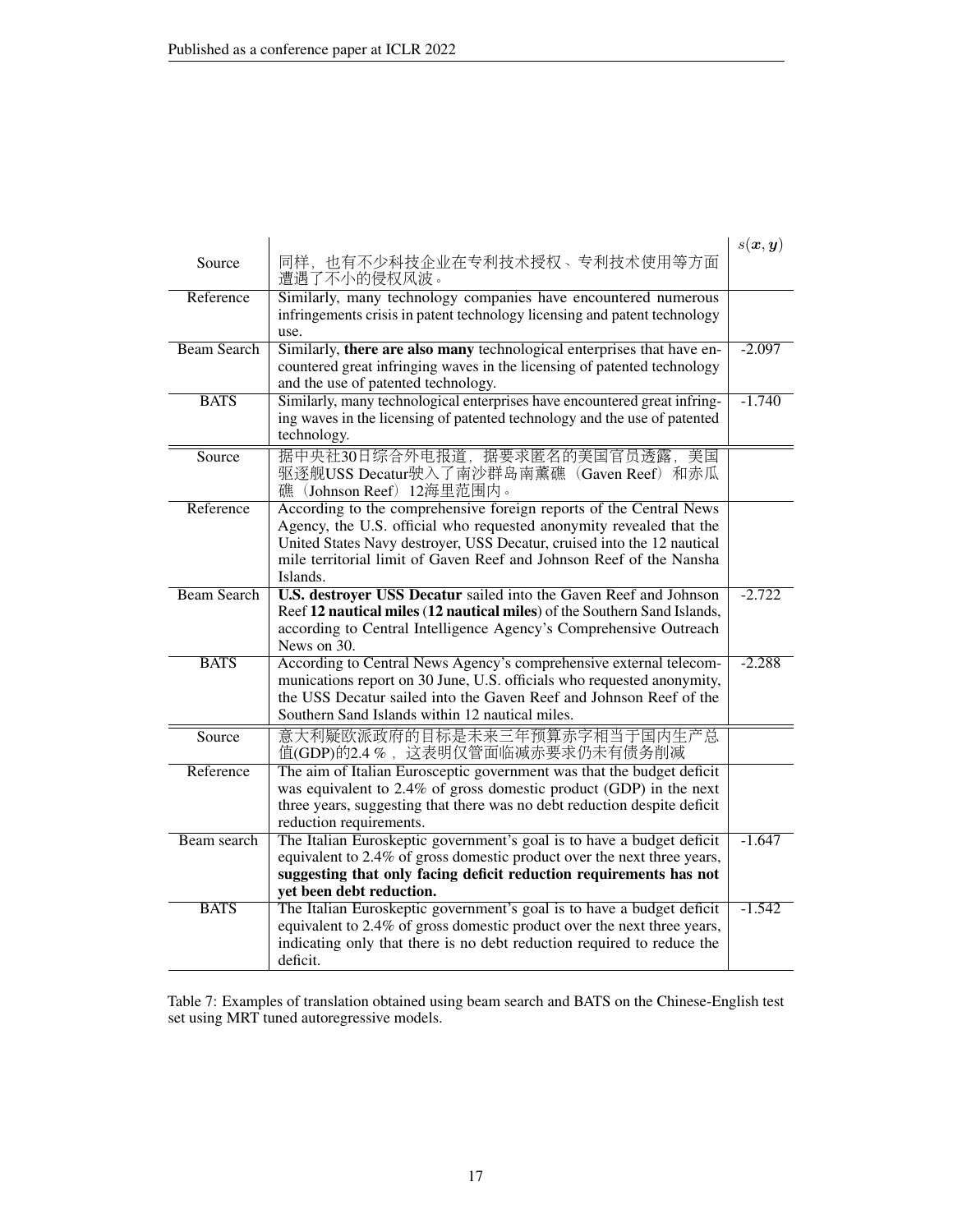| | | $s(\boldsymbol{x}, \boldsymbol{y})$ |
|---|---|---|
| Source | 同样，也有不少科技企业在专利技术授权、专利技术使用等方面遭遇了不小的侵权风波。 | |
| Reference | Similarly, many technology companies have encountered numerous infringements crisis in patent technology licensing and patent technology use. | |
| Beam Search | Similarly, **there are also many** technological enterprises that have encountered great infringing waves in the licensing of patented technology and the use of patented technology. | -2.097 |
| BATS | Similarly, many technological enterprises have encountered great infringing waves in the licensing of patented technology and the use of patented technology. | -1.740 |
| Source | 据中央社30日综合外电报道，据要求匿名的美国官员透露，美国驱逐舰USS Decatur驶入了南沙群岛南薰礁（Gaven Reef）和赤瓜礁（Johnson Reef）12海里范围内。 | |
| Reference | According to the comprehensive foreign reports of the Central News Agency, the U.S. official who requested anonymity revealed that the United States Navy destroyer, USS Decatur, cruised into the 12 nautical mile territorial limit of Gaven Reef and Johnson Reef of the Nansha Islands. | |
| Beam Search | **U.S. destroyer USS Decatur** sailed into the Gaven Reef and Johnson Reef **12 nautical miles (12 nautical miles)** of the Southern Sand Islands, according to Central Intelligence Agency's Comprehensive Outreach News on 30. | -2.722 |
| BATS | According to Central News Agency's comprehensive external telecommunications report on 30 June, U.S. officials who requested anonymity, the USS Decatur sailed into the Gaven Reef and Johnson Reef of the Southern Sand Islands within 12 nautical miles. | -2.288 |
| Source | 意大利疑欧派政府的目标是未来三年预算赤字相当于国内生产总值(GDP)的2.4 %，这表明仅管面临减赤要求仍未有债务削减 | |
| Reference | The aim of Italian Eurosceptic government was that the budget deficit was equivalent to 2.4% of gross domestic product (GDP) in the next three years, suggesting that there was no debt reduction despite deficit reduction requirements. | |
| Beam search | The Italian Euroskeptic government's goal is to have a budget deficit equivalent to 2.4% of gross domestic product over the next three years, **suggesting that only facing deficit reduction requirements has not yet been debt reduction.** | -1.647 |
| BATS | The Italian Euroskeptic government's goal is to have a budget deficit equivalent to 2.4% of gross domestic product over the next three years, indicating only that there is no debt reduction required to reduce the deficit. | -1.542 |

Table 7: Examples of translation obtained using beam search and BATS on the Chinese-English test set using MRT tuned autoregressive models.